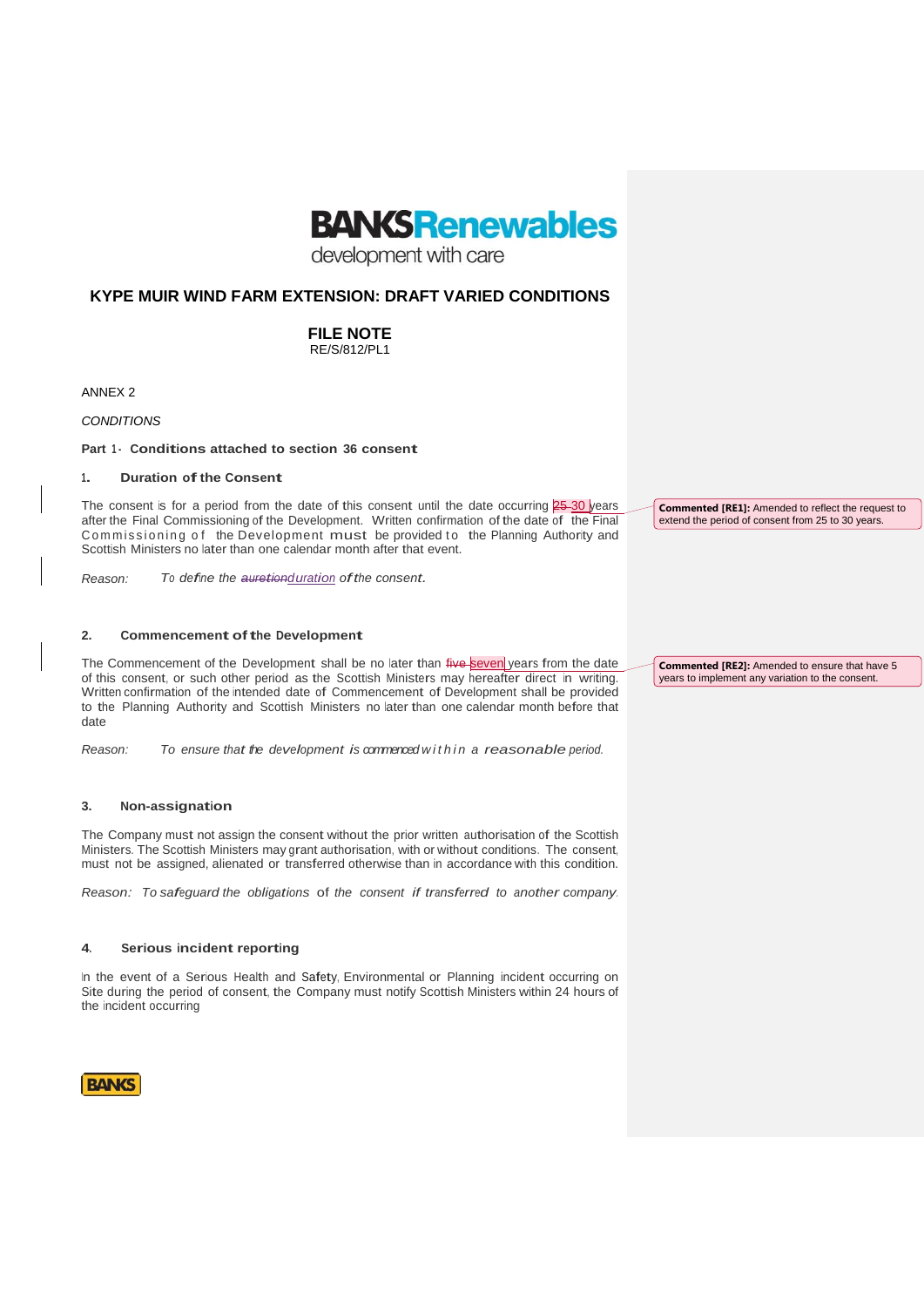**BANKSRenewables**
development with care

# KYPE MUIR WIND FARM EXTENSION: DRAFT VARIED CONDITIONS

## FILE NOTE

RE/S/812/PL1

ANNEX 2

*CONDITIONS*

**Part 1 - Conditions attached to section 36 consent**

### 1. Duration of the Consent

The consent is for a period from the date of this consent until the date occurring ~~25~~ 30 years after the Final Commissioning of the Development. Written confirmation of the date of the Final Commissioning of the Development must be provided to the Planning Authority and Scottish Ministers no later than one calendar month after that event.

> **Commented [RE1]:** Amended to reflect the request to extend the period of consent from 25 to 30 years.

*Reason: To define the ~~auretion~~duration of the consent.*

### 2. Commencement of the Development

The Commencement of the Development shall be no later than ~~five~~ seven years from the date of this consent, or such other period as the Scottish Ministers may hereafter direct in writing. Written confirmation of the intended date of Commencement of Development shall be provided to the Planning Authority and Scottish Ministers no later than one calendar month before that date

> **Commented [RE2]:** Amended to ensure that have 5 years to implement any variation to the consent.

*Reason: To ensure that the development is commenced within a reasonable period.*

### 3. Non-assignation

The Company must not assign the consent without the prior written authorisation of the Scottish Ministers. The Scottish Ministers may grant authorisation, with or without conditions. The consent, must not be assigned, alienated or transferred otherwise than in accordance with this condition.

*Reason: To safeguard the obligations of the consent if transferred to another company.*

### 4. Serious incident reporting

In the event of a Serious Health and Safety, Environmental or Planning incident occurring on Site during the period of consent, the Company must notify Scottish Ministers within 24 hours of the incident occurring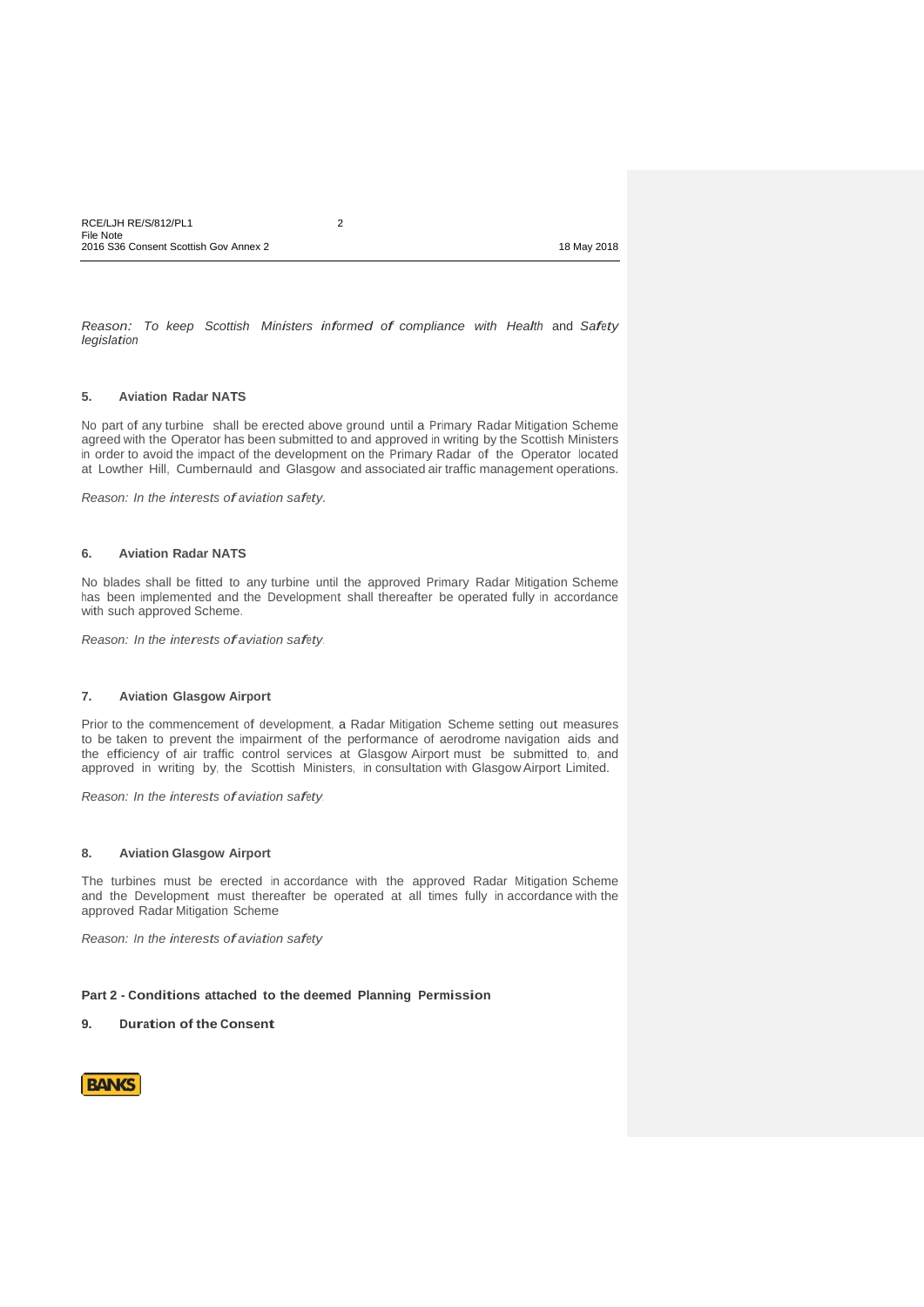*Reason: To keep Scottish Ministers informed of compliance with Health and Safety legislation*

**5. Aviation Radar NATS**

No part of any turbine shall be erected above ground until a Primary Radar Mitigation Scheme agreed with the Operator has been submitted to and approved in writing by the Scottish Ministers in order to avoid the impact of the development on the Primary Radar of the Operator located at Lowther Hill, Cumbernauld and Glasgow and associated air traffic management operations.

*Reason: In the interests of aviation safety.*

**6. Aviation Radar NATS**

No blades shall be fitted to any turbine until the approved Primary Radar Mitigation Scheme has been implemented and the Development shall thereafter be operated fully in accordance with such approved Scheme.

*Reason: In the interests of aviation safety.*

**7. Aviation Glasgow Airport**

Prior to the commencement of development, a Radar Mitigation Scheme setting out measures to be taken to prevent the impairment of the performance of aerodrome navigation aids and the efficiency of air traffic control services at Glasgow Airport must be submitted to, and approved in writing by, the Scottish Ministers, in consultation with Glasgow Airport Limited.

*Reason: In the interests of aviation safety.*

**8. Aviation Glasgow Airport**

The turbines must be erected in accordance with the approved Radar Mitigation Scheme and the Development must thereafter be operated at all times fully in accordance with the approved Radar Mitigation Scheme

*Reason: In the interests of aviation safety*

**Part 2 - Conditions attached to the deemed Planning Permission**

**9. Duration of the Consent**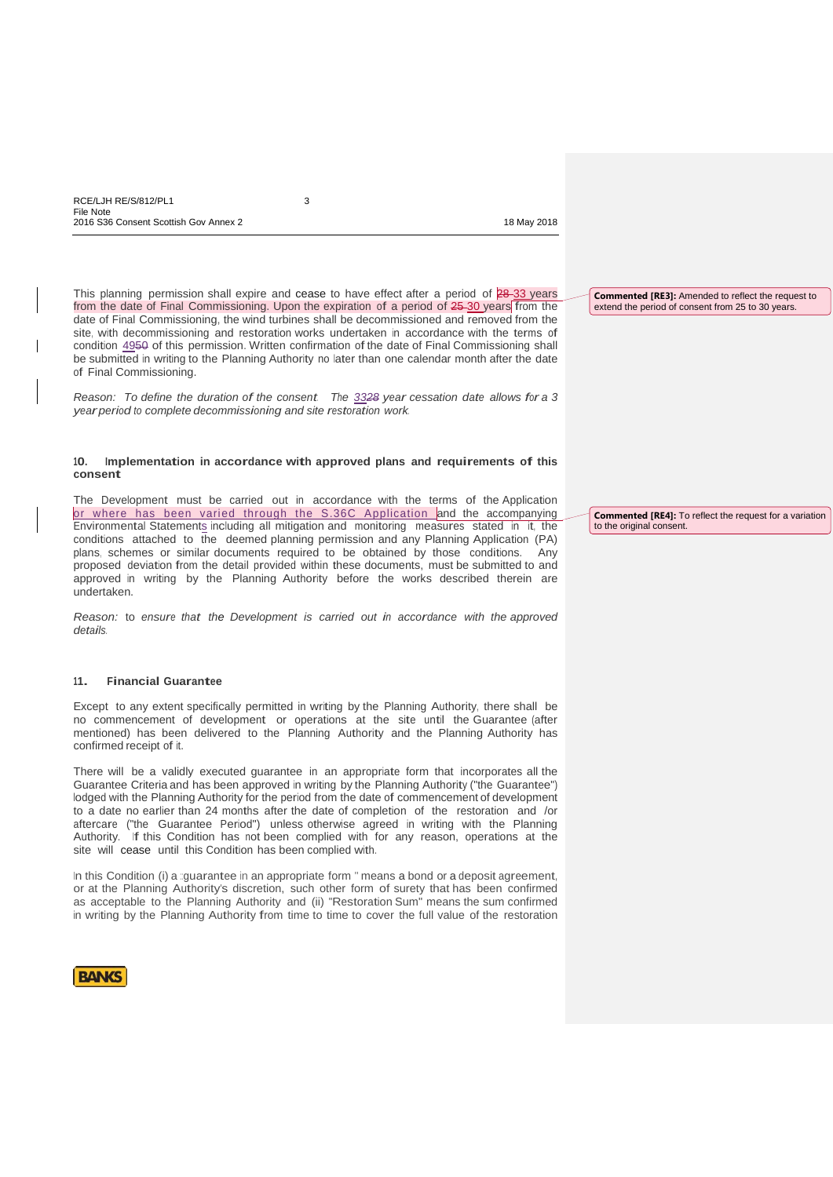This planning permission shall expire and cease to have effect after a period of ~~28~~ 33 years from the date of Final Commissioning. Upon the expiration of a period of ~~25~~ 30 years from the date of Final Commissioning, the wind turbines shall be decommissioned and removed from the site, with decommissioning and restoration works undertaken in accordance with the terms of condition 49~~50~~ of this permission. Written confirmation of the date of Final Commissioning shall be submitted in writing to the Planning Authority no later than one calendar month after the date of Final Commissioning.

*Reason: To define the duration of the consent. The 33~~28~~ year cessation date allows for a 3 year period to complete decommissioning and site restoration work.*

**Commented [RE3]:** Amended to reflect the request to extend the period of consent from 25 to 30 years.

### 10. Implementation in accordance with approved plans and requirements of this consent

The Development must be carried out in accordance with the terms of the Application or where has been varied through the S.36C Application and the accompanying Environmental Statements including all mitigation and monitoring measures stated in it, the conditions attached to the deemed planning permission and any Planning Application (PA) plans, schemes or similar documents required to be obtained by those conditions. Any proposed deviation from the detail provided within these documents, must be submitted to and approved in writing by the Planning Authority before the works described therein are undertaken.

*Reason: to ensure that the Development is carried out in accordance with the approved details.*

**Commented [RE4]:** To reflect the request for a variation to the original consent.

### 11. Financial Guarantee

Except to any extent specifically permitted in writing by the Planning Authority, there shall be no commencement of development or operations at the site until the Guarantee (after mentioned) has been delivered to the Planning Authority and the Planning Authority has confirmed receipt of it.

There will be a validly executed guarantee in an appropriate form that incorporates all the Guarantee Criteria and has been approved in writing by the Planning Authority ("the Guarantee") lodged with the Planning Authority for the period from the date of commencement of development to a date no earlier than 24 months after the date of completion of the restoration and /or aftercare ("the Guarantee Period") unless otherwise agreed in writing with the Planning Authority. If this Condition has not been complied with for any reason, operations at the site will cease until this Condition has been complied with.

In this Condition (i) a "guarantee in an appropriate form" means a bond or a deposit agreement, or at the Planning Authority's discretion, such other form of surety that has been confirmed as acceptable to the Planning Authority and (ii) "Restoration Sum" means the sum confirmed in writing by the Planning Authority from time to time to cover the full value of the restoration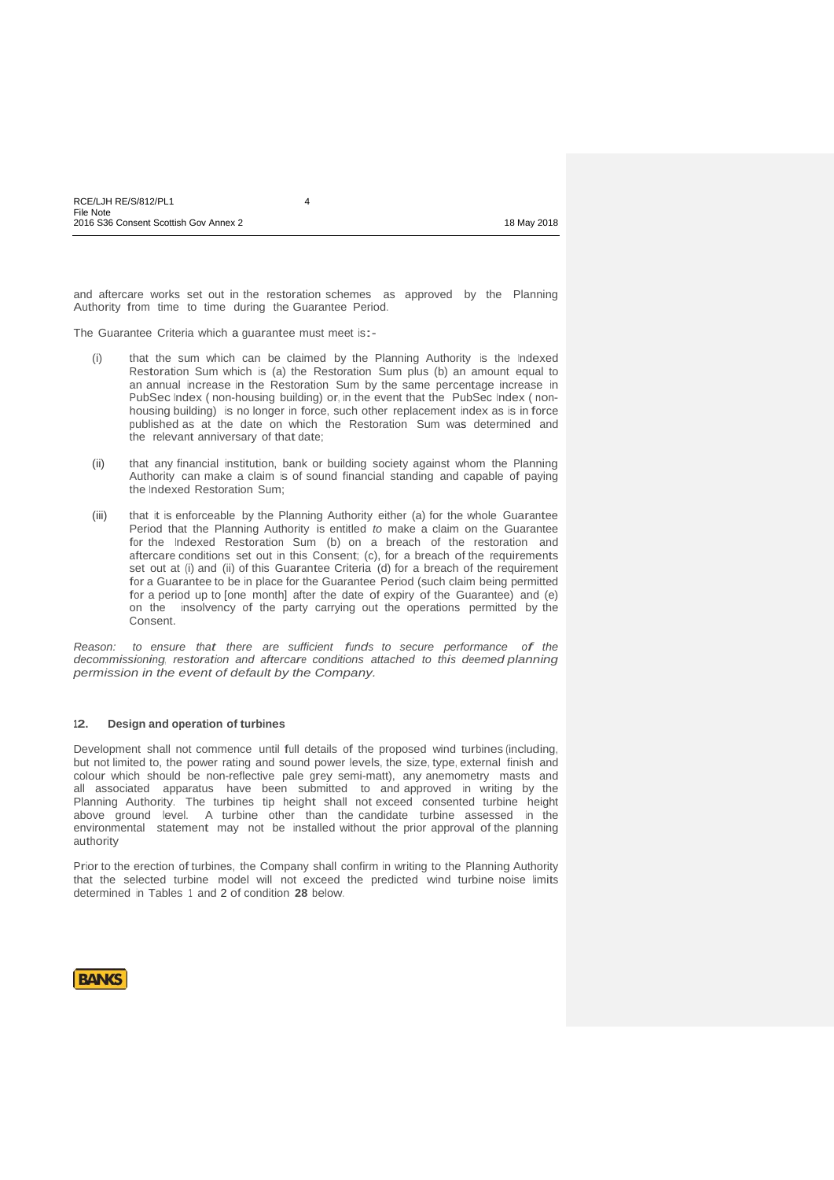and aftercare works set out in the restoration schemes as approved by the Planning Authority from time to time during the Guarantee Period.

The Guarantee Criteria which a guarantee must meet is:-

(i) that the sum which can be claimed by the Planning Authority is the Indexed Restoration Sum which is (a) the Restoration Sum plus (b) an amount equal to an annual increase in the Restoration Sum by the same percentage increase in PubSec Index ( non-housing building) or, in the event that the PubSec Index ( non-housing building) is no longer in force, such other replacement index as is in force published as at the date on which the Restoration Sum was determined and the relevant anniversary of that date;

(ii) that any financial institution, bank or building society against whom the Planning Authority can make a claim is of sound financial standing and capable of paying the Indexed Restoration Sum;

(iii) that it is enforceable by the Planning Authority either (a) for the whole Guarantee Period that the Planning Authority is entitled *to* make a claim on the Guarantee for the Indexed Restoration Sum (b) on a breach of the restoration and aftercare conditions set out in this Consent; (c), for a breach of the requirements set out at (i) and (ii) of this Guarantee Criteria (d) for a breach of the requirement for a Guarantee to be in place for the Guarantee Period (such claim being permitted for a period up to [one month] after the date of expiry of the Guarantee) and (e) on the insolvency of the party carrying out the operations permitted by the Consent.

*Reason: to ensure that there are sufficient funds to secure performance of the decommissioning, restoration and aftercare conditions attached to this deemed planning permission in the event of default by the Company.*

### 12. Design and operation of turbines

Development shall not commence until full details of the proposed wind turbines (including, but not limited to, the power rating and sound power levels, the size, type, external finish and colour which should be non-reflective pale grey semi-matt), any anemometry masts and all associated apparatus have been submitted to and approved in writing by the Planning Authority. The turbines tip height shall not exceed consented turbine height above ground level. A turbine other than the candidate turbine assessed in the environmental statement may not be installed without the prior approval of the planning authority

Prior to the erection of turbines, the Company shall confirm in writing to the Planning Authority that the selected turbine model will not exceed the predicted wind turbine noise limits determined in Tables 1 and 2 of condition **28** below.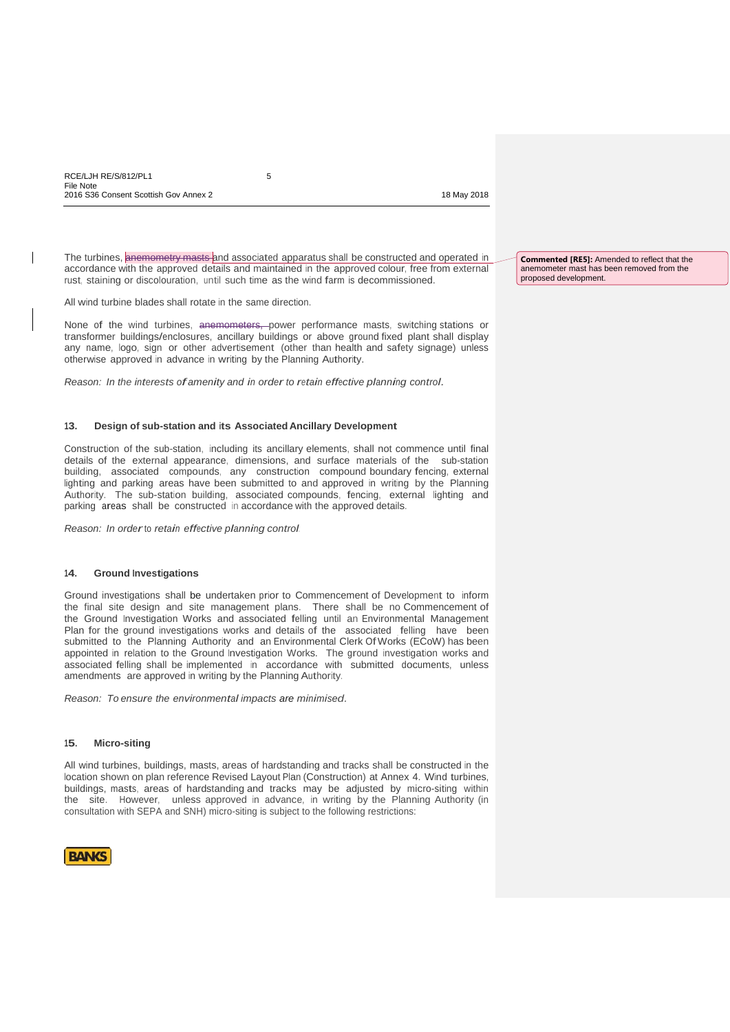The turbines, ~~anemometry masts~~ and associated apparatus shall be constructed and operated in accordance with the approved details and maintained in the approved colour, free from external rust, staining or discolouration, until such time as the wind farm is decommissioned.

**Commented [RE5]:** Amended to reflect that the anemometer mast has been removed from the proposed development.

All wind turbine blades shall rotate in the same direction.

None of the wind turbines, ~~anemometers,~~ power performance masts, switching stations or transformer buildings/enclosures, ancillary buildings or above ground fixed plant shall display any name, logo, sign or other advertisement (other than health and safety signage) unless otherwise approved in advance in writing by the Planning Authority.

*Reason: In the interests of amenity and in order to retain effective planning control.*

### 13. Design of sub-station and its Associated Ancillary Development

Construction of the sub-station, including its ancillary elements, shall not commence until final details of the external appearance, dimensions, and surface materials of the sub-station building, associated compounds, any construction compound boundary fencing, external lighting and parking areas have been submitted to and approved in writing by the Planning Authority. The sub-station building, associated compounds, fencing, external lighting and parking areas shall be constructed in accordance with the approved details.

*Reason: In order to retain effective planning control.*

### 14. Ground Investigations

Ground investigations shall be undertaken prior to Commencement of Development to inform the final site design and site management plans. There shall be no Commencement of the Ground Investigation Works and associated felling until an Environmental Management Plan for the ground investigations works and details of the associated felling have been submitted to the Planning Authority and an Environmental Clerk Of Works (ECoW) has been appointed in relation to the Ground Investigation Works. The ground investigation works and associated felling shall be implemented in accordance with submitted documents, unless amendments are approved in writing by the Planning Authority.

*Reason: To ensure the environmental impacts are minimised.*

### 15. Micro-siting

All wind turbines, buildings, masts, areas of hardstanding and tracks shall be constructed in the location shown on plan reference Revised Layout Plan (Construction) at Annex 4. Wind turbines, buildings, masts, areas of hardstanding and tracks may be adjusted by micro-siting within the site. However, unless approved in advance, in writing by the Planning Authority (in consultation with SEPA and SNH) micro-siting is subject to the following restrictions: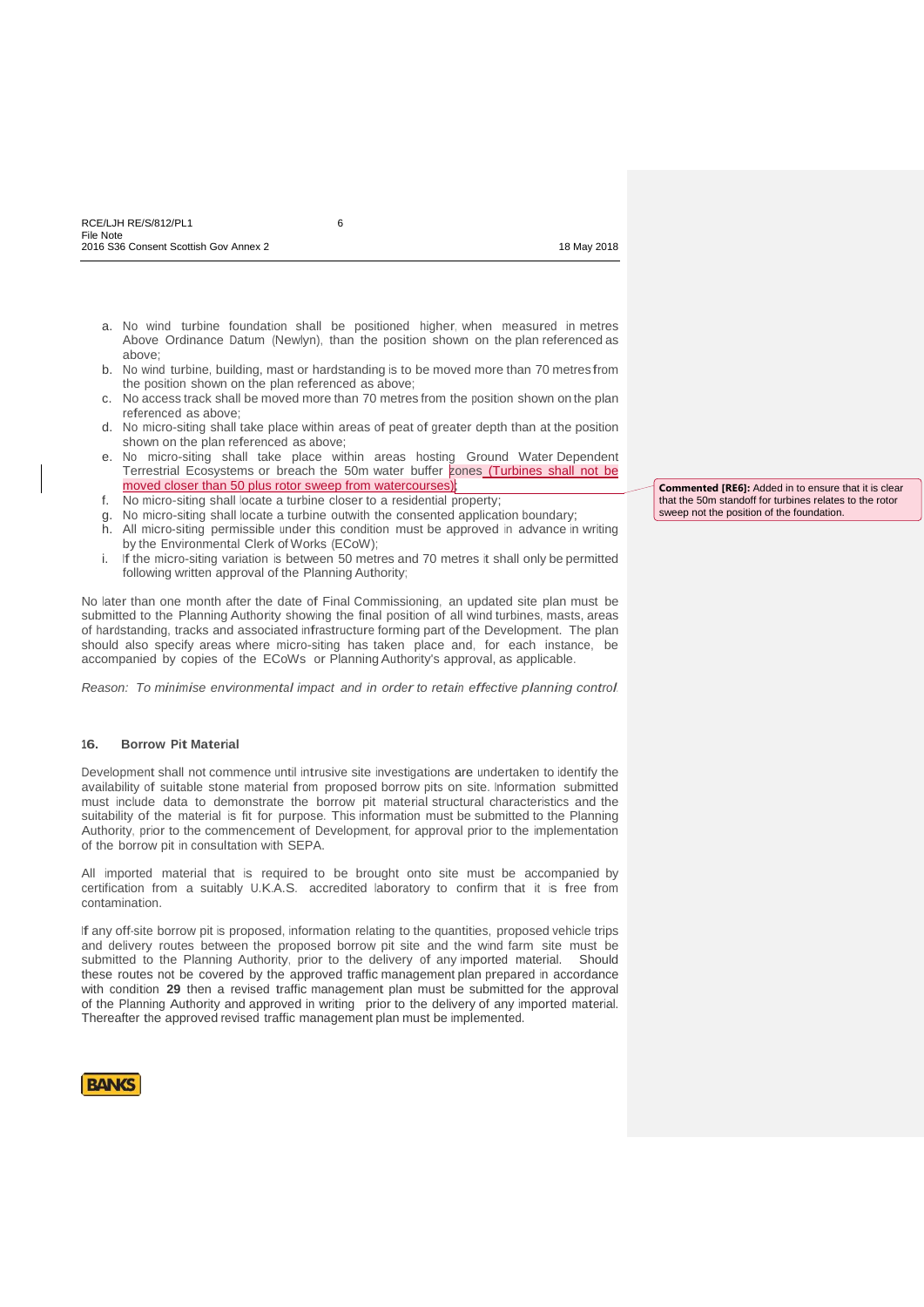a. No wind turbine foundation shall be positioned higher, when measured in metres Above Ordinance Datum (Newlyn), than the position shown on the plan referenced as above;
b. No wind turbine, building, mast or hardstanding is to be moved more than 70 metres from the position shown on the plan referenced as above;
c. No access track shall be moved more than 70 metres from the position shown on the plan referenced as above;
d. No micro-siting shall take place within areas of peat of greater depth than at the position shown on the plan referenced as above;
e. No micro-siting shall take place within areas hosting Ground Water Dependent Terrestrial Ecosystems or breach the 50m water buffer zones (Turbines shall not be moved closer than 50 plus rotor sweep from watercourses);
f. No micro-siting shall locate a turbine closer to a residential property;
g. No micro-siting shall locate a turbine outwith the consented application boundary;
h. All micro-siting permissible under this condition must be approved in advance in writing by the Environmental Clerk of Works (ECoW);
i. If the micro-siting variation is between 50 metres and 70 metres it shall only be permitted following written approval of the Planning Authority;

**Commented [RE6]:** Added in to ensure that it is clear that the 50m standoff for turbines relates to the rotor sweep not the position of the foundation.

No later than one month after the date of Final Commissioning, an updated site plan must be submitted to the Planning Authority showing the final position of all wind turbines, masts, areas of hardstanding, tracks and associated infrastructure forming part of the Development. The plan should also specify areas where micro-siting has taken place and, for each instance, be accompanied by copies of the ECoWs or Planning Authority's approval, as applicable.

*Reason: To minimise environmental impact and in order to retain effective planning control.*

### 16. Borrow Pit Material

Development shall not commence until intrusive site investigations are undertaken to identify the availability of suitable stone material from proposed borrow pits on site. Information submitted must include data to demonstrate the borrow pit material structural characteristics and the suitability of the material is fit for purpose. This information must be submitted to the Planning Authority, prior to the commencement of Development, for approval prior to the implementation of the borrow pit in consultation with SEPA.

All imported material that is required to be brought onto site must be accompanied by certification from a suitably U.K.A.S. accredited laboratory to confirm that it is free from contamination.

If any off-site borrow pit is proposed, information relating to the quantities, proposed vehicle trips and delivery routes between the proposed borrow pit site and the wind farm site must be submitted to the Planning Authority, prior to the delivery of any imported material. Should these routes not be covered by the approved traffic management plan prepared in accordance with condition **29** then a revised traffic management plan must be submitted for the approval of the Planning Authority and approved in writing prior to the delivery of any imported material. Thereafter the approved revised traffic management plan must be implemented.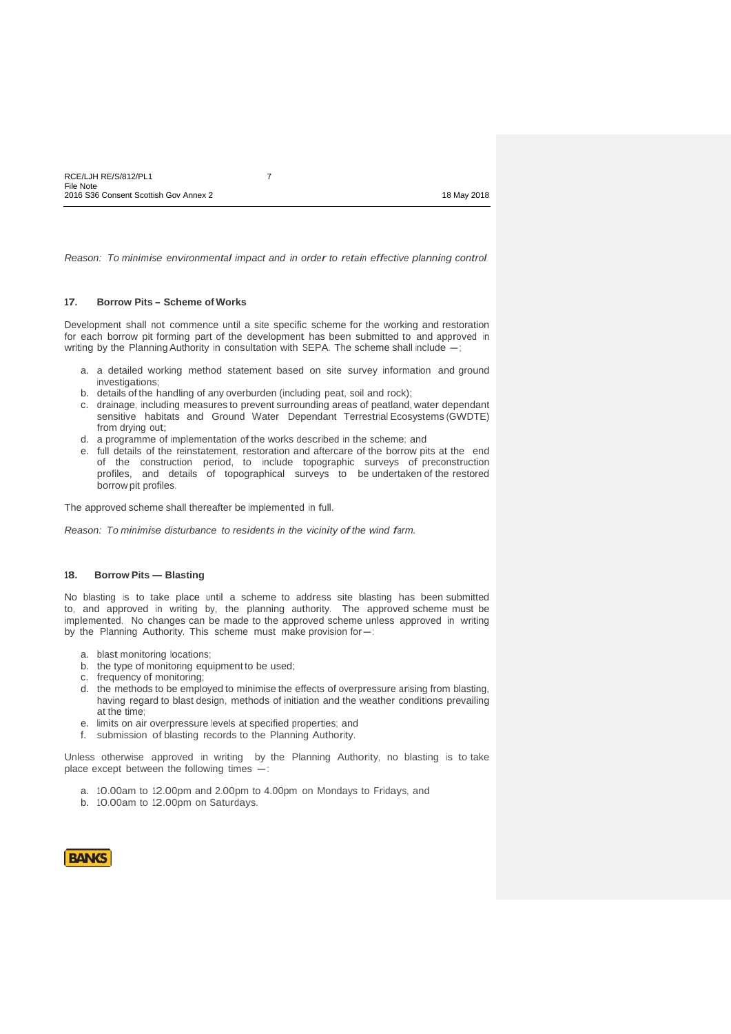*Reason: To minimise environmental impact and in order to retain effective planning control.*

### 17. Borrow Pits – Scheme of Works

Development shall not commence until a site specific scheme for the working and restoration for each borrow pit forming part of the development has been submitted to and approved in writing by the Planning Authority in consultation with SEPA. The scheme shall include —;

a. a detailed working method statement based on site survey information and ground investigations;
b. details of the handling of any overburden (including peat, soil and rock);
c. drainage, including measures to prevent surrounding areas of peatland, water dependant sensitive habitats and Ground Water Dependant Terrestrial Ecosystems (GWDTE) from drying out;
d. a programme of implementation of the works described in the scheme; and
e. full details of the reinstatement, restoration and aftercare of the borrow pits at the end of the construction period, to include topographic surveys of preconstruction profiles, and details of topographical surveys to be undertaken of the restored borrow pit profiles.

The approved scheme shall thereafter be implemented in full.

*Reason: To minimise disturbance to residents in the vicinity of the wind farm.*

### 18. Borrow Pits — Blasting

No blasting is to take place until a scheme to address site blasting has been submitted to, and approved in writing by, the planning authority. The approved scheme must be implemented. No changes can be made to the approved scheme unless approved in writing by the Planning Authority. This scheme must make provision for —:

a. blast monitoring locations;
b. the type of monitoring equipment to be used;
c. frequency of monitoring;
d. the methods to be employed to minimise the effects of overpressure arising from blasting, having regard to blast design, methods of initiation and the weather conditions prevailing at the time;
e. limits on air overpressure levels at specified properties; and
f. submission of blasting records to the Planning Authority.

Unless otherwise approved in writing by the Planning Authority, no blasting is to take place except between the following times —:

a. 10.00am to 12.00pm and 2.00pm to 4.00pm on Mondays to Fridays, and
b. 10.00am to 12.00pm on Saturdays.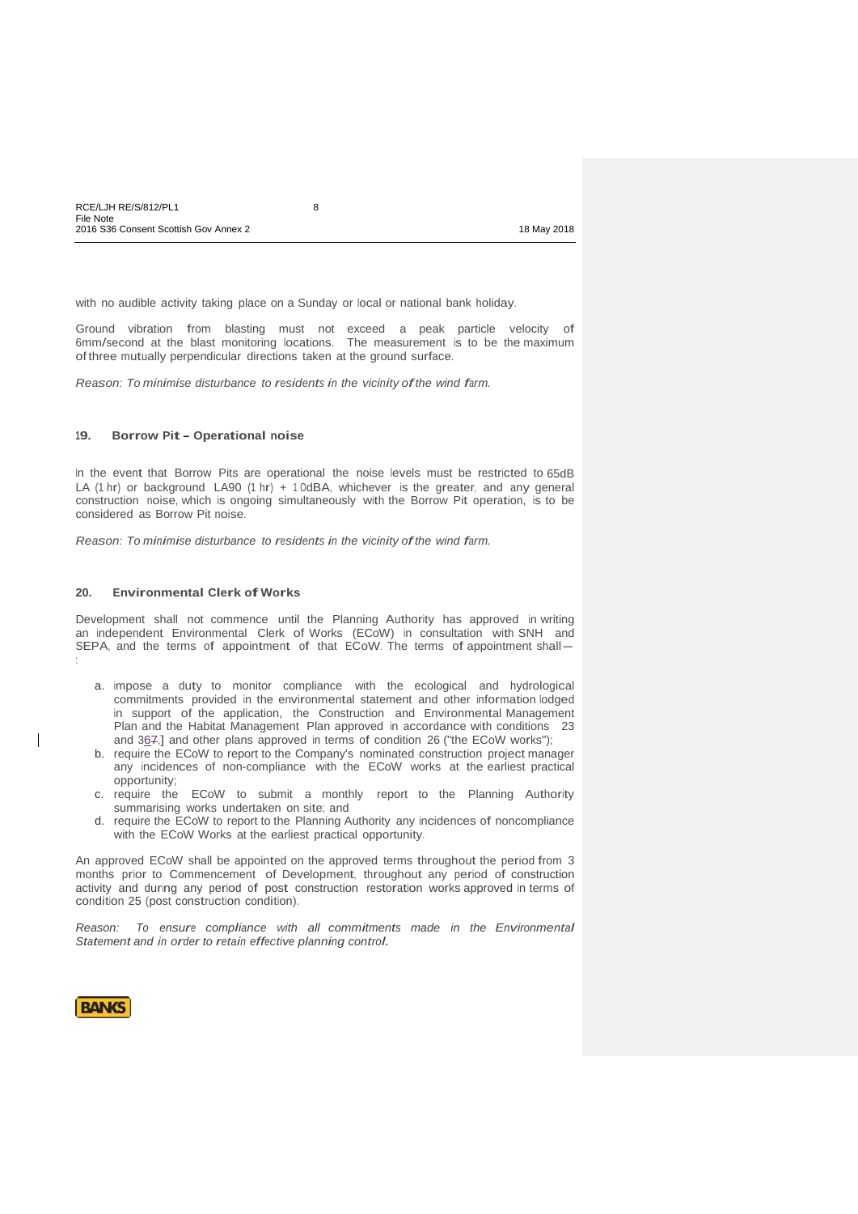with no audible activity taking place on a Sunday or local or national bank holiday.

Ground vibration from blasting must not exceed a peak particle velocity of 6mm/second at the blast monitoring locations. The measurement is to be the maximum of three mutually perpendicular directions taken at the ground surface.

*Reason: To minimise disturbance to residents in the vicinity of the wind farm.*

### 19. Borrow Pit – Operational noise

In the event that Borrow Pits are operational the noise levels must be restricted to 65dB LA (1 hr) or background LA90 (1 hr) + 10dBA, whichever is the greater, and any general construction noise, which is ongoing simultaneously with the Borrow Pit operation, is to be considered as Borrow Pit noise.

*Reason: To minimise disturbance to residents in the vicinity of the wind farm.*

### 20. Environmental Clerk of Works

Development shall not commence until the Planning Authority has approved in writing an independent Environmental Clerk of Works (ECoW) in consultation with SNH and SEPA, and the terms of appointment of that ECoW. The terms of appointment shall—:

a. impose a duty to monitor compliance with the ecological and hydrological commitments provided in the environmental statement and other information lodged in support of the application, the Construction and Environmental Management Plan and the Habitat Management Plan approved in accordance with conditions 23 and 367,] and other plans approved in terms of condition 26 ("the ECoW works");
b. require the ECoW to report to the Company's nominated construction project manager any incidences of non-compliance with the ECoW works at the earliest practical opportunity;
c. require the ECoW to submit a monthly report to the Planning Authority summarising works undertaken on site; and
d. require the ECoW to report to the Planning Authority any incidences of noncompliance with the ECoW Works at the earliest practical opportunity.

An approved ECoW shall be appointed on the approved terms throughout the period from 3 months prior to Commencement of Development, throughout any period of construction activity and during any period of post construction restoration works approved in terms of condition 25 (post construction condition).

*Reason: To ensure compliance with all commitments made in the Environmental Statement and in order to retain effective planning control.*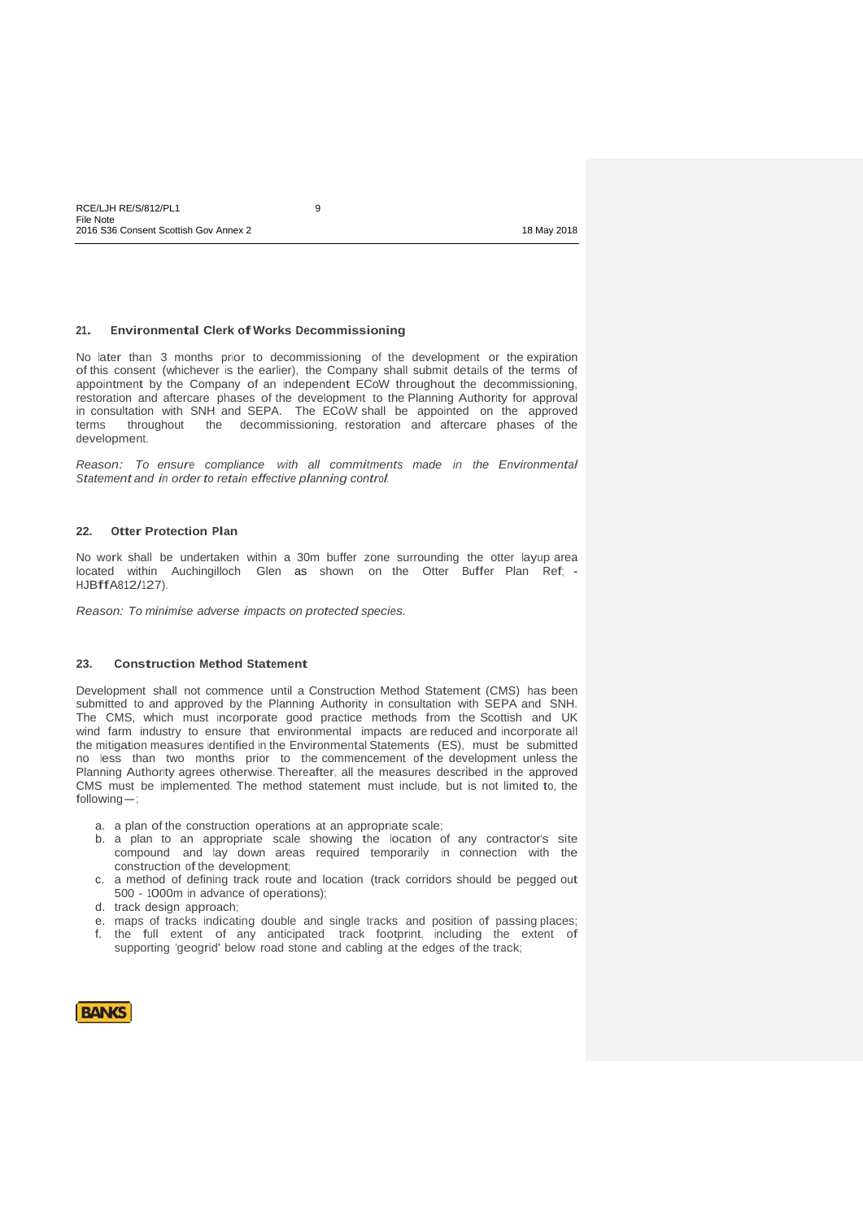### 21. Environmental Clerk of Works Decommissioning

No later than 3 months prior to decommissioning of the development or the expiration of this consent (whichever is the earlier), the Company shall submit details of the terms of appointment by the Company of an independent ECoW throughout the decommissioning, restoration and aftercare phases of the development to the Planning Authority for approval in consultation with SNH and SEPA. The ECoW shall be appointed on the approved terms throughout the decommissioning, restoration and aftercare phases of the development.

*Reason: To ensure compliance with all commitments made in the Environmental Statement and in order to retain effective planning control.*

### 22. Otter Protection Plan

No work shall be undertaken within a 30m buffer zone surrounding the otter layup area located within Auchingilloch Glen as shown on the Otter Buffer Plan Ref; - HJBffA812/127).

*Reason: To minimise adverse impacts on protected species.*

### 23. Construction Method Statement

Development shall not commence until a Construction Method Statement (CMS) has been submitted to and approved by the Planning Authority in consultation with SEPA and SNH. The CMS, which must incorporate good practice methods from the Scottish and UK wind farm industry to ensure that environmental impacts are reduced and incorporate all the mitigation measures identified in the Environmental Statements (ES), must be submitted no less than two months prior to the commencement of the development unless the Planning Authority agrees otherwise. Thereafter, all the measures described in the approved CMS must be implemented. The method statement must include, but is not limited to, the following—;

a. a plan of the construction operations at an appropriate scale;
b. a plan to an appropriate scale showing the location of any contractor's site compound and lay down areas required temporarily in connection with the construction of the development;
c. a method of defining track route and location (track corridors should be pegged out 500 - 1000m in advance of operations);
d. track design approach;
e. maps of tracks indicating double and single tracks and position of passing places;
f. the full extent of any anticipated track footprint, including the extent of supporting 'geogrid' below road stone and cabling at the edges of the track;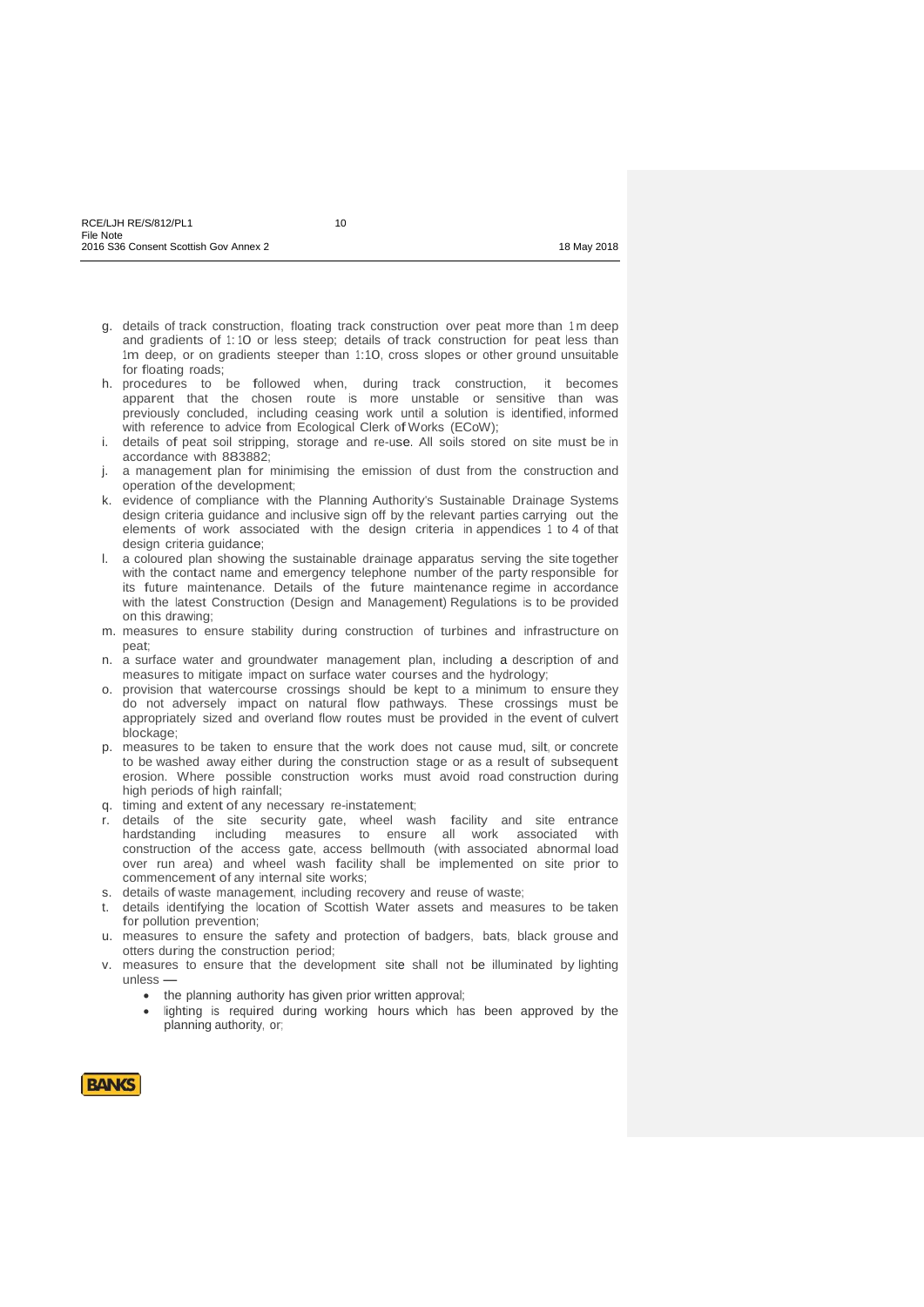g. details of track construction, floating track construction over peat more than 1m deep and gradients of 1:10 or less steep; details of track construction for peat less than 1m deep, or on gradients steeper than 1:10, cross slopes or other ground unsuitable for floating roads;
h. procedures to be followed when, during track construction, it becomes apparent that the chosen route is more unstable or sensitive than was previously concluded, including ceasing work until a solution is identified, informed with reference to advice from Ecological Clerk of Works (ECoW);
i. details of peat soil stripping, storage and re-use. All soils stored on site must be in accordance with BS3882;
j. a management plan for minimising the emission of dust from the construction and operation of the development;
k. evidence of compliance with the Planning Authority's Sustainable Drainage Systems design criteria guidance and inclusive sign off by the relevant parties carrying out the elements of work associated with the design criteria in appendices 1 to 4 of that design criteria guidance;
l. a coloured plan showing the sustainable drainage apparatus serving the site together with the contact name and emergency telephone number of the party responsible for its future maintenance. Details of the future maintenance regime in accordance with the latest Construction (Design and Management) Regulations is to be provided on this drawing;
m. measures to ensure stability during construction of turbines and infrastructure on peat;
n. a surface water and groundwater management plan, including a description of and measures to mitigate impact on surface water courses and the hydrology;
o. provision that watercourse crossings should be kept to a minimum to ensure they do not adversely impact on natural flow pathways. These crossings must be appropriately sized and overland flow routes must be provided in the event of culvert blockage;
p. measures to be taken to ensure that the work does not cause mud, silt, or concrete to be washed away either during the construction stage or as a result of subsequent erosion. Where possible construction works must avoid road construction during high periods of high rainfall;
q. timing and extent of any necessary re-instatement;
r. details of the site security gate, wheel wash facility and site entrance hardstanding including measures to ensure all work associated with construction of the access gate, access bellmouth (with associated abnormal load over run area) and wheel wash facility shall be implemented on site prior to commencement of any internal site works;
s. details of waste management, including recovery and reuse of waste;
t. details identifying the location of Scottish Water assets and measures to be taken for pollution prevention;
u. measures to ensure the safety and protection of badgers, bats, black grouse and otters during the construction period;
v. measures to ensure that the development site shall not be illuminated by lighting unless —
    - the planning authority has given prior written approval;
    - lighting is required during working hours which has been approved by the planning authority, or;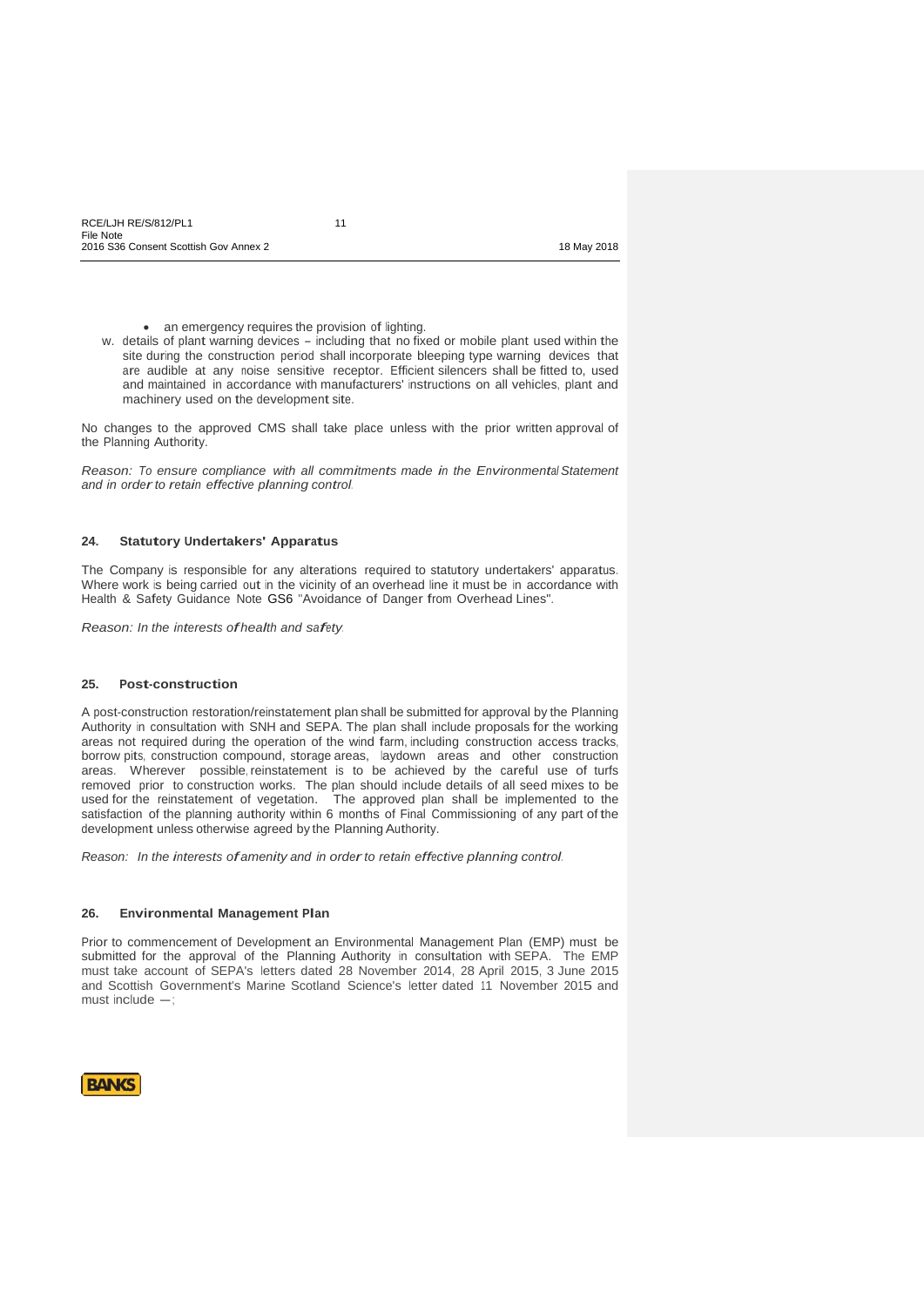- an emergency requires the provision of lighting.

w. details of plant warning devices – including that no fixed or mobile plant used within the site during the construction period shall incorporate bleeping type warning devices that are audible at any noise sensitive receptor. Efficient silencers shall be fitted to, used and maintained in accordance with manufacturers' instructions on all vehicles, plant and machinery used on the development site.

No changes to the approved CMS shall take place unless with the prior written approval of the Planning Authority.

*Reason: To ensure compliance with all commitments made in the Environmental Statement and in order to retain effective planning control.*

## 24. Statutory Undertakers' Apparatus

The Company is responsible for any alterations required to statutory undertakers' apparatus. Where work is being carried out in the vicinity of an overhead line it must be in accordance with Health & Safety Guidance Note GS6 "Avoidance of Danger from Overhead Lines".

*Reason: In the interests of health and safety.*

## 25. Post-construction

A post-construction restoration/reinstatement plan shall be submitted for approval by the Planning Authority in consultation with SNH and SEPA. The plan shall include proposals for the working areas not required during the operation of the wind farm, including construction access tracks, borrow pits, construction compound, storage areas, laydown areas and other construction areas. Wherever possible, reinstatement is to be achieved by the careful use of turfs removed prior to construction works. The plan should include details of all seed mixes to be used for the reinstatement of vegetation. The approved plan shall be implemented to the satisfaction of the planning authority within 6 months of Final Commissioning of any part of the development unless otherwise agreed by the Planning Authority.

*Reason: In the interests of amenity and in order to retain effective planning control.*

## 26. Environmental Management Plan

Prior to commencement of Development an Environmental Management Plan (EMP) must be submitted for the approval of the Planning Authority in consultation with SEPA. The EMP must take account of SEPA's letters dated 28 November 2014, 28 April 2015, 3 June 2015 and Scottish Government's Marine Scotland Science's letter dated 11 November 2015 and must include —;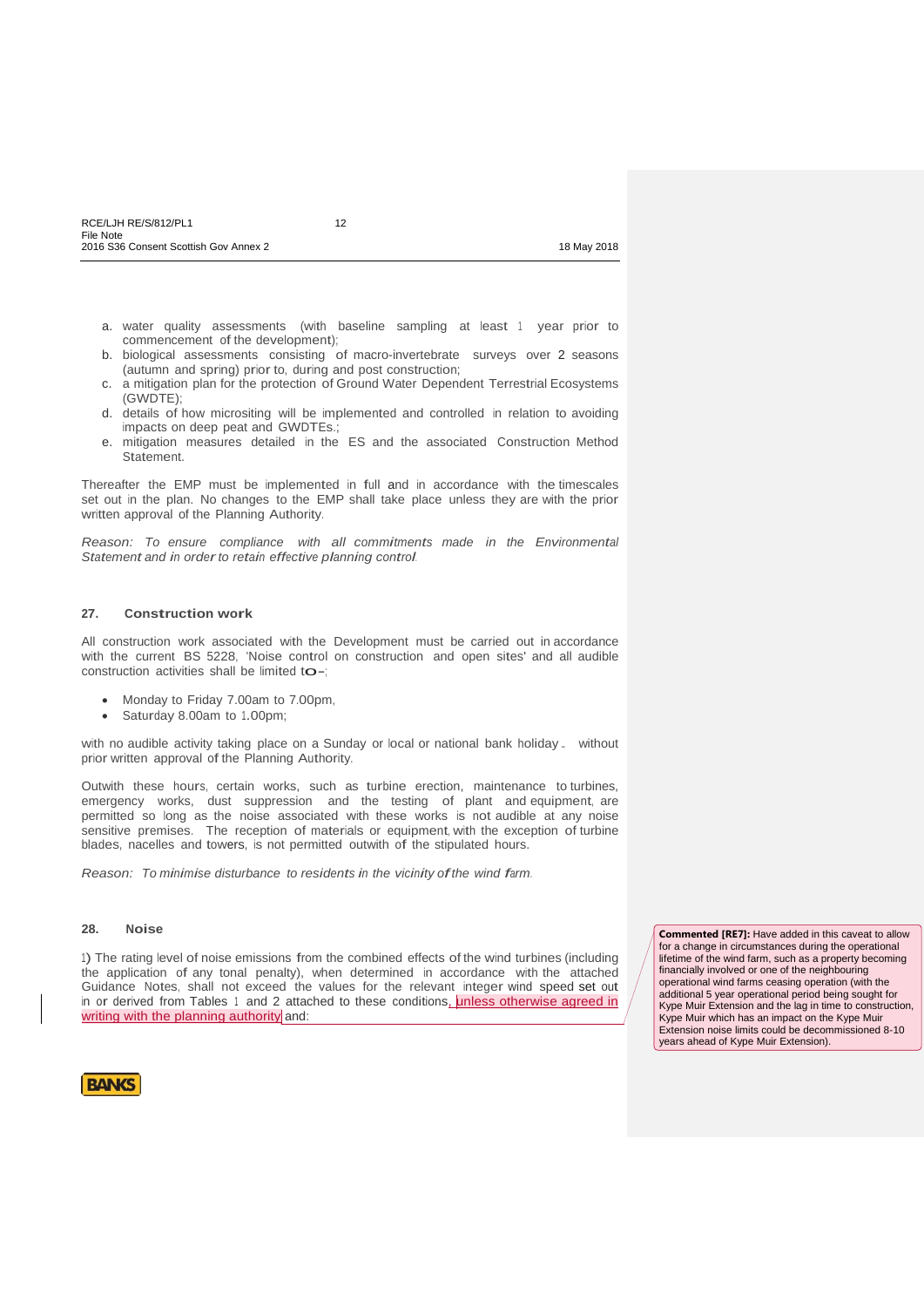a. water quality assessments (with baseline sampling at least 1 year prior to commencement of the development);
b. biological assessments consisting of macro-invertebrate surveys over 2 seasons (autumn and spring) prior to, during and post construction;
c. a mitigation plan for the protection of Ground Water Dependent Terrestrial Ecosystems (GWDTE);
d. details of how micrositing will be implemented and controlled in relation to avoiding impacts on deep peat and GWDTEs.;
e. mitigation measures detailed in the ES and the associated Construction Method Statement.

Thereafter the EMP must be implemented in full and in accordance with the timescales set out in the plan. No changes to the EMP shall take place unless they are with the prior written approval of the Planning Authority.

*Reason: To ensure compliance with all commitments made in the Environmental Statement and in order to retain effective planning control.*

## 27. Construction work

All construction work associated with the Development must be carried out in accordance with the current BS 5228, 'Noise control on construction and open sites' and all audible construction activities shall be limited to–;

- Monday to Friday 7.00am to 7.00pm,
- Saturday 8.00am to 1.00pm;

with no audible activity taking place on a Sunday or local or national bank holiday without prior written approval of the Planning Authority.

Outwith these hours, certain works, such as turbine erection, maintenance to turbines, emergency works, dust suppression and the testing of plant and equipment, are permitted so long as the noise associated with these works is not audible at any noise sensitive premises. The reception of materials or equipment, with the exception of turbine blades, nacelles and towers, is not permitted outwith of the stipulated hours.

*Reason: To minimise disturbance to residents in the vicinity of the wind farm.*

## 28. Noise

1) The rating level of noise emissions from the combined effects of the wind turbines (including the application of any tonal penalty), when determined in accordance with the attached Guidance Notes, shall not exceed the values for the relevant integer wind speed set out in or derived from Tables 1 and 2 attached to these conditions, unless otherwise agreed in writing with the planning authority and:

**Commented [RE7]:** Have added in this caveat to allow for a change in circumstances during the operational lifetime of the wind farm, such as a property becoming financially involved or one of the neighbouring operational wind farms ceasing operation (with the additional 5 year operational period being sought for Kype Muir Extension and the lag in time to construction, Kype Muir which has an impact on the Kype Muir Extension noise limits could be decommissioned 8-10 years ahead of Kype Muir Extension).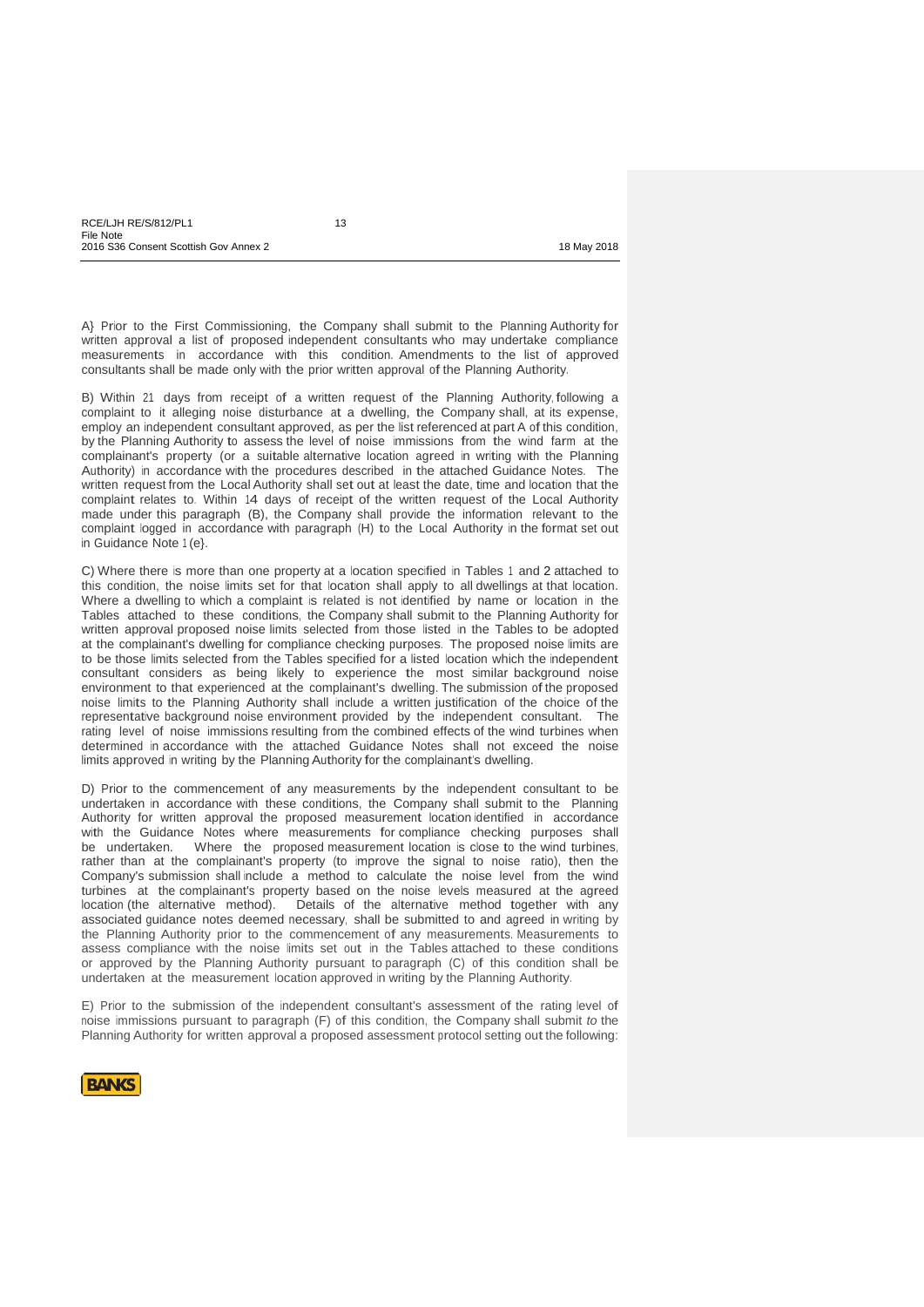A} Prior to the First Commissioning, the Company shall submit to the Planning Authority for written approval a list of proposed independent consultants who may undertake compliance measurements in accordance with this condition. Amendments to the list of approved consultants shall be made only with the prior written approval of the Planning Authority.

B) Within 21 days from receipt of a written request of the Planning Authority, following a complaint to it alleging noise disturbance at a dwelling, the Company shall, at its expense, employ an independent consultant approved, as per the list referenced at part A of this condition, by the Planning Authority to assess the level of noise immissions from the wind farm at the complainant's property (or a suitable alternative location agreed in writing with the Planning Authority) in accordance with the procedures described in the attached Guidance Notes. The written request from the Local Authority shall set out at least the date, time and location that the complaint relates to. Within 14 days of receipt of the written request of the Local Authority made under this paragraph (B), the Company shall provide the information relevant to the complaint logged in accordance with paragraph (H) to the Local Authority in the format set out in Guidance Note 1 (e}.

C) Where there is more than one property at a location specified in Tables 1 and 2 attached to this condition, the noise limits set for that location shall apply to all dwellings at that location. Where a dwelling to which a complaint is related is not identified by name or location in the Tables attached to these conditions, the Company shall submit to the Planning Authority for written approval proposed noise limits selected from those listed in the Tables to be adopted at the complainant's dwelling for compliance checking purposes. The proposed noise limits are to be those limits selected from the Tables specified for a listed location which the independent consultant considers as being likely to experience the most similar background noise environment to that experienced at the complainant's dwelling. The submission of the proposed noise limits to the Planning Authority shall include a written justification of the choice of the representative background noise environment provided by the independent consultant. The rating level of noise immissions resulting from the combined effects of the wind turbines when determined in accordance with the attached Guidance Notes shall not exceed the noise limits approved in writing by the Planning Authority for the complainant's dwelling.

D) Prior to the commencement of any measurements by the independent consultant to be undertaken in accordance with these conditions, the Company shall submit to the Planning Authority for written approval the proposed measurement location identified in accordance with the Guidance Notes where measurements for compliance checking purposes shall be undertaken. Where the proposed measurement location is close to the wind turbines, rather than at the complainant's property (to improve the signal to noise ratio), then the Company's submission shall include a method to calculate the noise level from the wind turbines at the complainant's property based on the noise levels measured at the agreed location (the alternative method). Details of the alternative method together with any associated guidance notes deemed necessary, shall be submitted to and agreed in writing by the Planning Authority prior to the commencement of any measurements. Measurements to assess compliance with the noise limits set out in the Tables attached to these conditions or approved by the Planning Authority pursuant to paragraph (C) of this condition shall be undertaken at the measurement location approved in writing by the Planning Authority.

E) Prior to the submission of the independent consultant's assessment of the rating level of noise immissions pursuant to paragraph (F) of this condition, the Company shall submit *to* the Planning Authority for written approval a proposed assessment protocol setting out the following: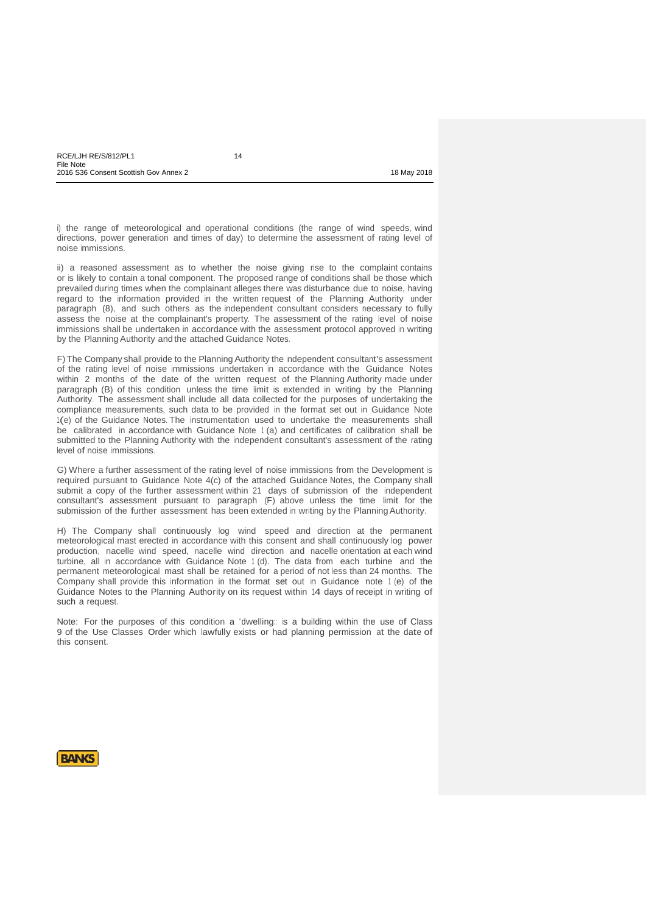i) the range of meteorological and operational conditions (the range of wind speeds, wind directions, power generation and times of day) to determine the assessment of rating level of noise immissions.

ii) a reasoned assessment as to whether the noise giving rise to the complaint contains or is likely to contain a tonal component. The proposed range of conditions shall be those which prevailed during times when the complainant alleges there was disturbance due to noise, having regard to the information provided in the written request of the Planning Authority under paragraph (8), and such others as the independent consultant considers necessary to fully assess the noise at the complainant's property. The assessment of the rating level of noise immissions shall be undertaken in accordance with the assessment protocol approved in writing by the Planning Authority and the attached Guidance Notes.

F) The Company shall provide to the Planning Authority the independent consultant's assessment of the rating level of noise immissions undertaken in accordance with the Guidance Notes within 2 months of the date of the written request of the Planning Authority made under paragraph (B) of this condition unless the time limit is extended in writing by the Planning Authority. The assessment shall include all data collected for the purposes of undertaking the compliance measurements, such data to be provided in the format set out in Guidance Note 1(e) of the Guidance Notes. The instrumentation used to undertake the measurements shall be calibrated in accordance with Guidance Note 1 (a) and certificates of calibration shall be submitted to the Planning Authority with the independent consultant's assessment of the rating level of noise immissions.

G) Where a further assessment of the rating level of noise immissions from the Development is required pursuant to Guidance Note 4(c) of the attached Guidance Notes, the Company shall submit a copy of the further assessment within 21 days of submission of the independent consultant's assessment pursuant to paragraph (F) above unless the time limit for the submission of the further assessment has been extended in writing by the Planning Authority.

H) The Company shall continuously log wind speed and direction at the permanent meteorological mast erected in accordance with this consent and shall continuously log power production, nacelle wind speed, nacelle wind direction and nacelle orientation at each wind turbine, all in accordance with Guidance Note 1 (d). The data from each turbine and the permanent meteorological mast shall be retained for a period of not less than 24 months. The Company shall provide this information in the format set out in Guidance note 1 (e) of the Guidance Notes to the Planning Authority on its request within 14 days of receipt in writing of such a request.

Note: For the purposes of this condition a "dwelling:: is a building within the use of Class 9 of the Use Classes Order which lawfully exists or had planning permission at the date of this consent.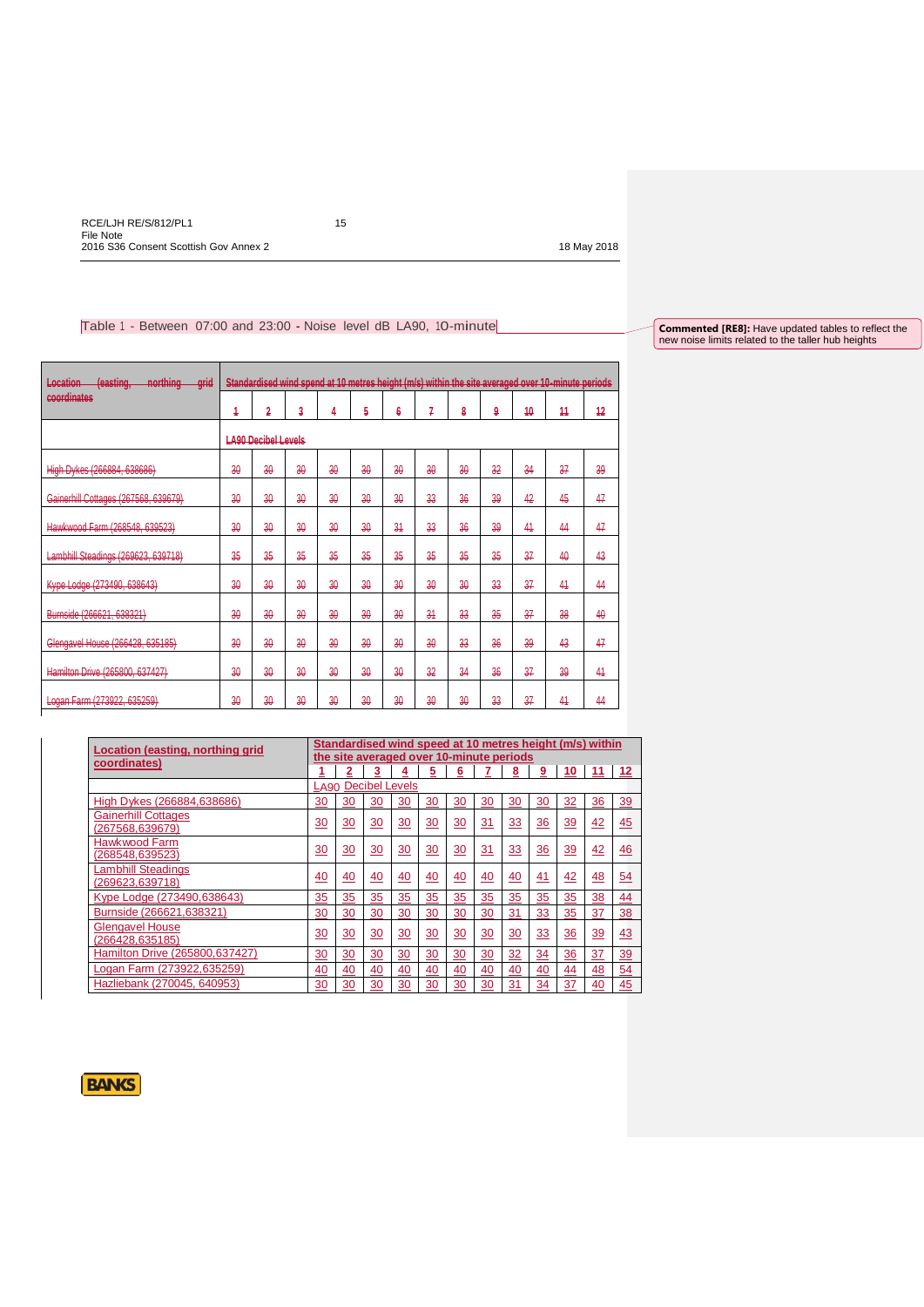Table 1 - Between 07:00 and 23:00 - Noise level dB LA90, 10-minute

Commented [RE8]: Have updated tables to reflect the new noise limits related to the taller hub heights

~~Location (easting, northing grid coordinates)~~

| ~~Location (easting, northing grid coordinates)~~ | ~~Standardised wind spend at 10 metres height (m/s) within the site averaged over 10-minute periods~~ | | | | | | | | | | | |
|---|---|---|---|---|---|---|---|---|---|---|---|---|
| | ~~1~~ | ~~2~~ | ~~3~~ | ~~4~~ | ~~5~~ | ~~6~~ | ~~7~~ | ~~8~~ | ~~9~~ | ~~10~~ | ~~11~~ | ~~12~~ |
| | ~~LA90 Decibel Levels~~ | | | | | | | | | | | |
| ~~High Dykes (266884, 638686)~~ | ~~30~~ | ~~30~~ | ~~30~~ | ~~30~~ | ~~30~~ | ~~30~~ | ~~30~~ | ~~30~~ | ~~32~~ | ~~34~~ | ~~37~~ | ~~39~~ |
| ~~Gainerhill Cottages (267568, 639679)~~ | ~~30~~ | ~~30~~ | ~~30~~ | ~~30~~ | ~~30~~ | ~~30~~ | ~~33~~ | ~~36~~ | ~~39~~ | ~~42~~ | ~~45~~ | ~~47~~ |
| ~~Hawkwood Farm (268548, 639523)~~ | ~~30~~ | ~~30~~ | ~~30~~ | ~~30~~ | ~~30~~ | ~~31~~ | ~~33~~ | ~~36~~ | ~~39~~ | ~~41~~ | ~~44~~ | ~~47~~ |
| ~~Lambhill Steadings (269623, 639718)~~ | ~~35~~ | ~~35~~ | ~~35~~ | ~~35~~ | ~~35~~ | ~~35~~ | ~~35~~ | ~~35~~ | ~~35~~ | ~~37~~ | ~~40~~ | ~~43~~ |
| ~~Kype Lodge (273490, 638643)~~ | ~~30~~ | ~~30~~ | ~~30~~ | ~~30~~ | ~~30~~ | ~~30~~ | ~~30~~ | ~~30~~ | ~~33~~ | ~~37~~ | ~~41~~ | ~~44~~ |
| ~~Burnside (266621, 638321)~~ | ~~30~~ | ~~30~~ | ~~30~~ | ~~30~~ | ~~30~~ | ~~30~~ | ~~31~~ | ~~33~~ | ~~35~~ | ~~37~~ | ~~38~~ | ~~40~~ |
| ~~Glengavel House (266428, 635185)~~ | ~~30~~ | ~~30~~ | ~~30~~ | ~~30~~ | ~~30~~ | ~~30~~ | ~~30~~ | ~~33~~ | ~~36~~ | ~~39~~ | ~~43~~ | ~~47~~ |
| ~~Hamilton Drive (265800, 637427)~~ | ~~30~~ | ~~30~~ | ~~30~~ | ~~30~~ | ~~30~~ | ~~30~~ | ~~32~~ | ~~34~~ | ~~36~~ | ~~37~~ | ~~39~~ | ~~41~~ |
| ~~Logan Farm (273922, 635259)~~ | ~~30~~ | ~~30~~ | ~~30~~ | ~~30~~ | ~~30~~ | ~~30~~ | ~~30~~ | ~~30~~ | ~~33~~ | ~~37~~ | ~~41~~ | ~~44~~ |

| Location (easting, northing grid coordinates) | Standardised wind speed at 10 metres height (m/s) within the site averaged over 10-minute periods | | | | | | | | | | | |
|---|---|---|---|---|---|---|---|---|---|---|---|---|
| | 1 | 2 | 3 | 4 | 5 | 6 | 7 | 8 | 9 | 10 | 11 | 12 |
| | LA90 Decibel Levels | | | | | | | | | | | |
| High Dykes (266884,638686) | 30 | 30 | 30 | 30 | 30 | 30 | 30 | 30 | 30 | 32 | 36 | 39 |
| Gainerhill Cottages (267568,639679) | 30 | 30 | 30 | 30 | 30 | 30 | 31 | 33 | 36 | 39 | 42 | 45 |
| Hawkwood Farm (268548,639523) | 30 | 30 | 30 | 30 | 30 | 30 | 31 | 33 | 36 | 39 | 42 | 46 |
| Lambhill Steadings (269623,639718) | 40 | 40 | 40 | 40 | 40 | 40 | 40 | 40 | 41 | 42 | 48 | 54 |
| Kype Lodge (273490,638643) | 35 | 35 | 35 | 35 | 35 | 35 | 35 | 35 | 35 | 35 | 38 | 44 |
| Burnside (266621,638321) | 30 | 30 | 30 | 30 | 30 | 30 | 30 | 31 | 33 | 35 | 37 | 38 |
| Glengavel House (266428,635185) | 30 | 30 | 30 | 30 | 30 | 30 | 30 | 30 | 33 | 36 | 39 | 43 |
| Hamilton Drive (265800,637427) | 30 | 30 | 30 | 30 | 30 | 30 | 30 | 32 | 34 | 36 | 37 | 39 |
| Logan Farm (273922,635259) | 40 | 40 | 40 | 40 | 40 | 40 | 40 | 40 | 40 | 44 | 48 | 54 |
| Hazliebank (270045, 640953) | 30 | 30 | 30 | 30 | 30 | 30 | 30 | 31 | 34 | 37 | 40 | 45 |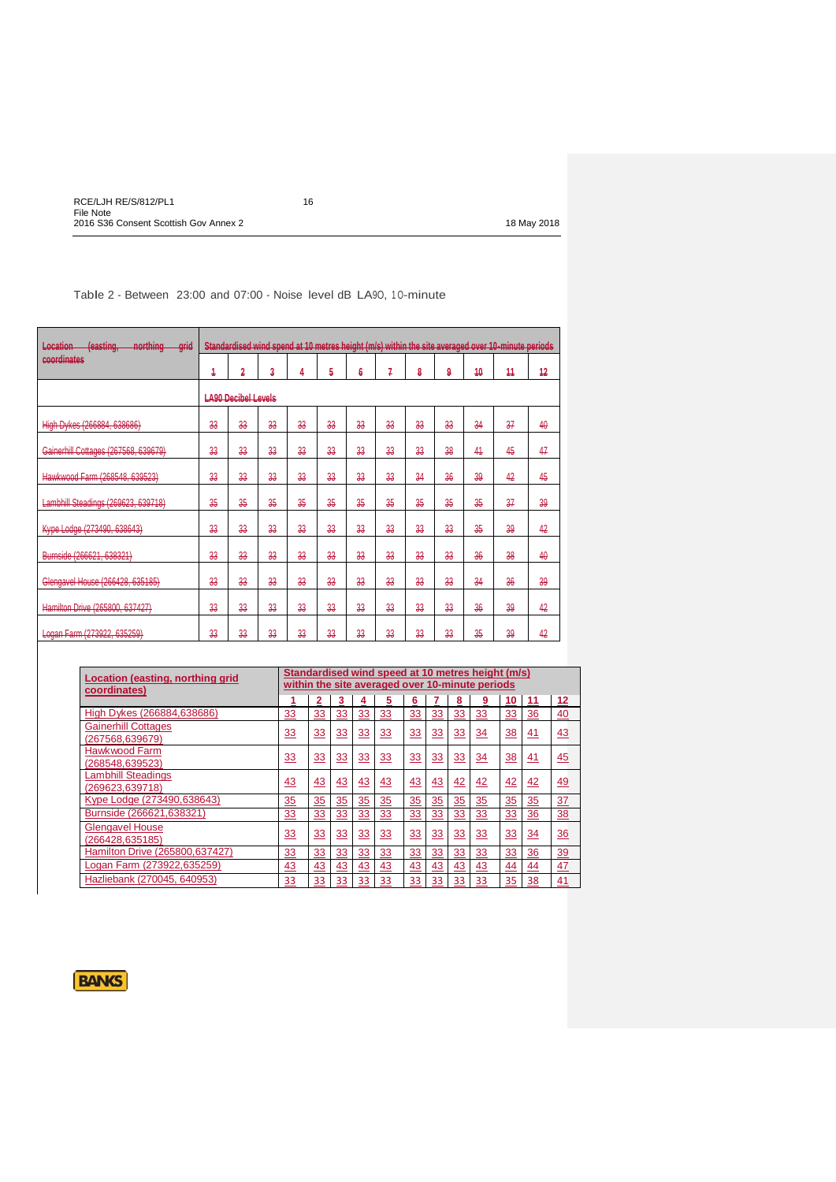Table 2 - Between 23:00 and 07:00 - Noise level dB LA90, 10-minute

| ~~Location (easting, northing grid coordinates)~~ | ~~Standardised wind speed at 10 metres height (m/s) within the site averaged over 10-minute periods~~ | | | | | | | | | | | |
|---|---|---|---|---|---|---|---|---|---|---|---|---|
| | ~~1~~ | ~~2~~ | ~~3~~ | ~~4~~ | ~~5~~ | ~~6~~ | ~~7~~ | ~~8~~ | ~~9~~ | ~~10~~ | ~~11~~ | ~~12~~ |
| | ~~LA90 Decibel Levels~~ | | | | | | | | | | | |
| ~~High Dykes (266884, 638686)~~ | ~~33~~ | ~~33~~ | ~~33~~ | ~~33~~ | ~~33~~ | ~~33~~ | ~~33~~ | ~~33~~ | ~~33~~ | ~~34~~ | ~~37~~ | ~~40~~ |
| ~~Gainerhill Cottages (267568, 639679)~~ | ~~33~~ | ~~33~~ | ~~33~~ | ~~33~~ | ~~33~~ | ~~33~~ | ~~33~~ | ~~33~~ | ~~38~~ | ~~41~~ | ~~45~~ | ~~47~~ |
| ~~Hawkwood Farm (268548, 639523)~~ | ~~33~~ | ~~33~~ | ~~33~~ | ~~33~~ | ~~33~~ | ~~33~~ | ~~33~~ | ~~34~~ | ~~36~~ | ~~39~~ | ~~42~~ | ~~45~~ |
| ~~Lambhill Steadings (269623, 639718)~~ | ~~35~~ | ~~35~~ | ~~35~~ | ~~35~~ | ~~35~~ | ~~35~~ | ~~35~~ | ~~35~~ | ~~35~~ | ~~35~~ | ~~37~~ | ~~39~~ |
| ~~Kype Lodge (273490, 638643)~~ | ~~33~~ | ~~33~~ | ~~33~~ | ~~33~~ | ~~33~~ | ~~33~~ | ~~33~~ | ~~33~~ | ~~33~~ | ~~35~~ | ~~39~~ | ~~42~~ |
| ~~Burnside (266621, 638321)~~ | ~~33~~ | ~~33~~ | ~~33~~ | ~~33~~ | ~~33~~ | ~~33~~ | ~~33~~ | ~~33~~ | ~~33~~ | ~~36~~ | ~~38~~ | ~~40~~ |
| ~~Glengavel House (266428, 635185)~~ | ~~33~~ | ~~33~~ | ~~33~~ | ~~33~~ | ~~33~~ | ~~33~~ | ~~33~~ | ~~33~~ | ~~33~~ | ~~34~~ | ~~36~~ | ~~39~~ |
| ~~Hamilton Drive (265800, 637427)~~ | ~~33~~ | ~~33~~ | ~~33~~ | ~~33~~ | ~~33~~ | ~~33~~ | ~~33~~ | ~~33~~ | ~~33~~ | ~~36~~ | ~~39~~ | ~~42~~ |
| ~~Logan Farm (273922, 635259)~~ | ~~33~~ | ~~33~~ | ~~33~~ | ~~33~~ | ~~33~~ | ~~33~~ | ~~33~~ | ~~33~~ | ~~33~~ | ~~35~~ | ~~39~~ | ~~42~~ |

| Location (easting, northing grid coordinates) | Standardised wind speed at 10 metres height (m/s) within the site averaged over 10-minute periods | | | | | | | | | | | |
|---|---|---|---|---|---|---|---|---|---|---|---|---|
| | 1 | 2 | 3 | 4 | 5 | 6 | 7 | 8 | 9 | 10 | 11 | 12 |
| High Dykes (266884,638686) | 33 | 33 | 33 | 33 | 33 | 33 | 33 | 33 | 33 | 33 | 36 | 40 |
| Gainerhill Cottages (267568,639679) | 33 | 33 | 33 | 33 | 33 | 33 | 33 | 33 | 34 | 38 | 41 | 43 |
| Hawkwood Farm (268548,639523) | 33 | 33 | 33 | 33 | 33 | 33 | 33 | 33 | 34 | 38 | 41 | 45 |
| Lambhill Steadings (269623,639718) | 43 | 43 | 43 | 43 | 43 | 43 | 43 | 42 | 42 | 42 | 42 | 49 |
| Kype Lodge (273490,638643) | 35 | 35 | 35 | 35 | 35 | 35 | 35 | 35 | 35 | 35 | 35 | 37 |
| Burnside (266621,638321) | 33 | 33 | 33 | 33 | 33 | 33 | 33 | 33 | 33 | 33 | 36 | 38 |
| Glengavel House (266428,635185) | 33 | 33 | 33 | 33 | 33 | 33 | 33 | 33 | 33 | 33 | 34 | 36 |
| Hamilton Drive (265800,637427) | 33 | 33 | 33 | 33 | 33 | 33 | 33 | 33 | 33 | 33 | 36 | 39 |
| Logan Farm (273922,635259) | 43 | 43 | 43 | 43 | 43 | 43 | 43 | 43 | 43 | 44 | 44 | 47 |
| Hazliebank (270045, 640953) | 33 | 33 | 33 | 33 | 33 | 33 | 33 | 33 | 33 | 35 | 38 | 41 |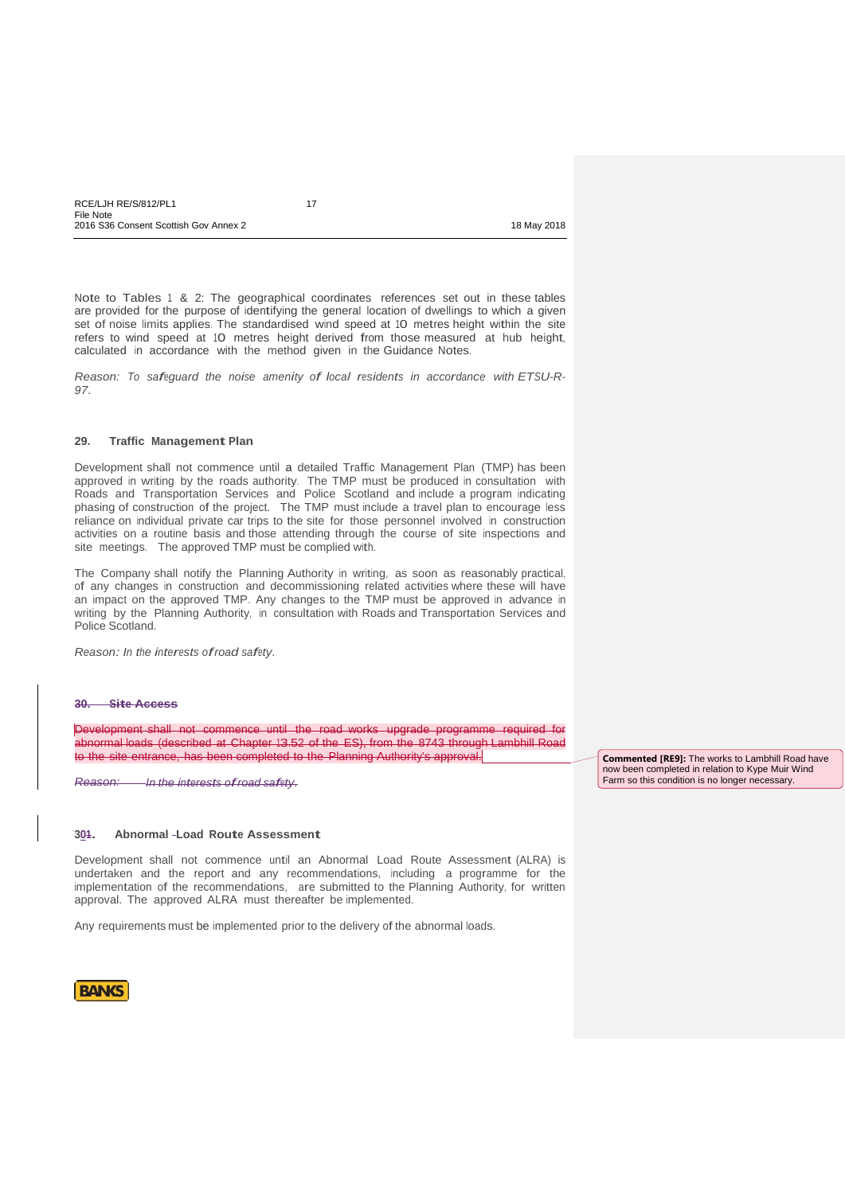Note to Tables 1 & 2: The geographical coordinates references set out in these tables are provided for the purpose of identifying the general location of dwellings to which a given set of noise limits applies. The standardised wind speed at 10 metres height within the site refers to wind speed at 10 metres height derived from those measured at hub height, calculated in accordance with the method given in the Guidance Notes.

*Reason: To safeguard the noise amenity of local residents in accordance with ETSU-R-97.*

### 29. Traffic Management Plan

Development shall not commence until a detailed Traffic Management Plan (TMP) has been approved in writing by the roads authority. The TMP must be produced in consultation with Roads and Transportation Services and Police Scotland and include a program indicating phasing of construction of the project. The TMP must include a travel plan to encourage less reliance on individual private car trips to the site for those personnel involved in construction activities on a routine basis and those attending through the course of site inspections and site meetings. The approved TMP must be complied with.

The Company shall notify the Planning Authority in writing, as soon as reasonably practical, of any changes in construction and decommissioning related activities where these will have an impact on the approved TMP. Any changes to the TMP must be approved in advance in writing by the Planning Authority, in consultation with Roads and Transportation Services and Police Scotland.

*Reason: In the interests of road safety.*

### ~~30. Site Access~~

~~Development shall not commence until the road works upgrade programme required for abnormal loads (described at Chapter 13.52 of the ES), from the 8743 through Lambhill Road to the site entrance, has been completed to the Planning Authority's approval.~~

~~*Reason: In the interests of road safety.*~~

**Commented [RE9]:** The works to Lambhill Road have now been completed in relation to Kype Muir Wind Farm so this condition is no longer necessary.

### 30~~1~~. Abnormal Load Route Assessment

Development shall not commence until an Abnormal Load Route Assessment (ALRA) is undertaken and the report and any recommendations, including a programme for the implementation of the recommendations, are submitted to the Planning Authority, for written approval. The approved ALRA must thereafter be implemented.

Any requirements must be implemented prior to the delivery of the abnormal loads.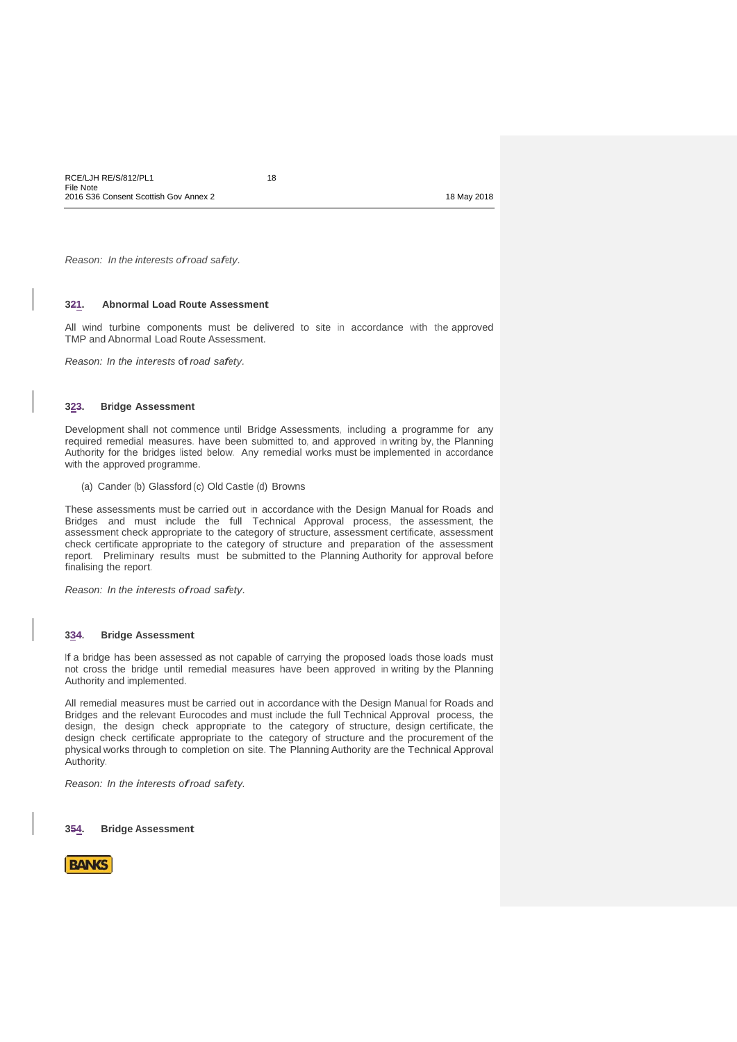*Reason: In the interests of road safety.*

### 321. Abnormal Load Route Assessment

All wind turbine components must be delivered to site in accordance with the approved TMP and Abnormal Load Route Assessment.

*Reason: In the interests of road safety.*

### 323. Bridge Assessment

Development shall not commence until Bridge Assessments, including a programme for any required remedial measures. have been submitted to, and approved in writing by, the Planning Authority for the bridges listed below. Any remedial works must be implemented in accordance with the approved programme.

(a) Cander (b) Glassford (c) Old Castle (d) Browns

These assessments must be carried out in accordance with the Design Manual for Roads and Bridges and must include the full Technical Approval process, the assessment, the assessment check appropriate to the category of structure, assessment certificate, assessment check certificate appropriate to the category of structure and preparation of the assessment report. Preliminary results must be submitted to the Planning Authority for approval before finalising the report.

*Reason: In the interests of road safety.*

### 334. Bridge Assessment

If a bridge has been assessed as not capable of carrying the proposed loads those loads must not cross the bridge until remedial measures have been approved in writing by the Planning Authority and implemented.

All remedial measures must be carried out in accordance with the Design Manual for Roads and Bridges and the relevant Eurocodes and must include the full Technical Approval process, the design, the design check appropriate to the category of structure, design certificate, the design check certificate appropriate to the category of structure and the procurement of the physical works through to completion on site. The Planning Authority are the Technical Approval Authority.

*Reason: In the interests of road safety.*

### 354. Bridge Assessment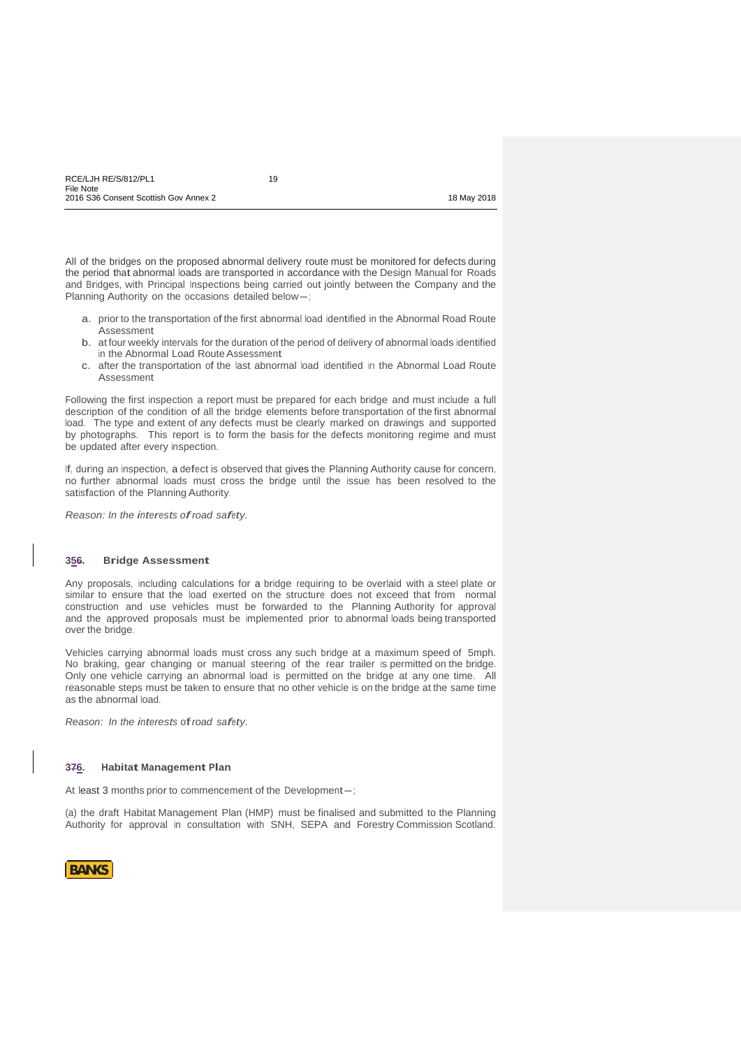All of the bridges on the proposed abnormal delivery route must be monitored for defects during the period that abnormal loads are transported in accordance with the Design Manual for Roads and Bridges, with Principal Inspections being carried out jointly between the Company and the Planning Authority on the occasions detailed below—;

a. prior to the transportation of the first abnormal load identified in the Abnormal Road Route Assessment
b. at four weekly intervals for the duration of the period of delivery of abnormal loads identified in the Abnormal Load Route Assessment
c. after the transportation of the last abnormal load identified in the Abnormal Load Route Assessment

Following the first inspection a report must be prepared for each bridge and must include a full description of the condition of all the bridge elements before transportation of the first abnormal load. The type and extent of any defects must be clearly marked on drawings and supported by photographs. This report is to form the basis for the defects monitoring regime and must be updated after every inspection.

If, during an inspection, a defect is observed that gives the Planning Authority cause for concern, no further abnormal loads must cross the bridge until the issue has been resolved to the satisfaction of the Planning Authority.

*Reason: In the interests of road safety.*

### 356. Bridge Assessment

Any proposals, including calculations for a bridge requiring to be overlaid with a steel plate or similar to ensure that the load exerted on the structure does not exceed that from normal construction and use vehicles must be forwarded to the Planning Authority for approval and the approved proposals must be implemented prior to abnormal loads being transported over the bridge.

Vehicles carrying abnormal loads must cross any such bridge at a maximum speed of 5mph. No braking, gear changing or manual steering of the rear trailer is permitted on the bridge. Only one vehicle carrying an abnormal load is permitted on the bridge at any one time. All reasonable steps must be taken to ensure that no other vehicle is on the bridge at the same time as the abnormal load.

*Reason: In the interests of road safety.*

### 376. Habitat Management Plan

At least 3 months prior to commencement of the Development—;

(a) the draft Habitat Management Plan (HMP) must be finalised and submitted to the Planning Authority for approval in consultation with SNH, SEPA and Forestry Commission Scotland.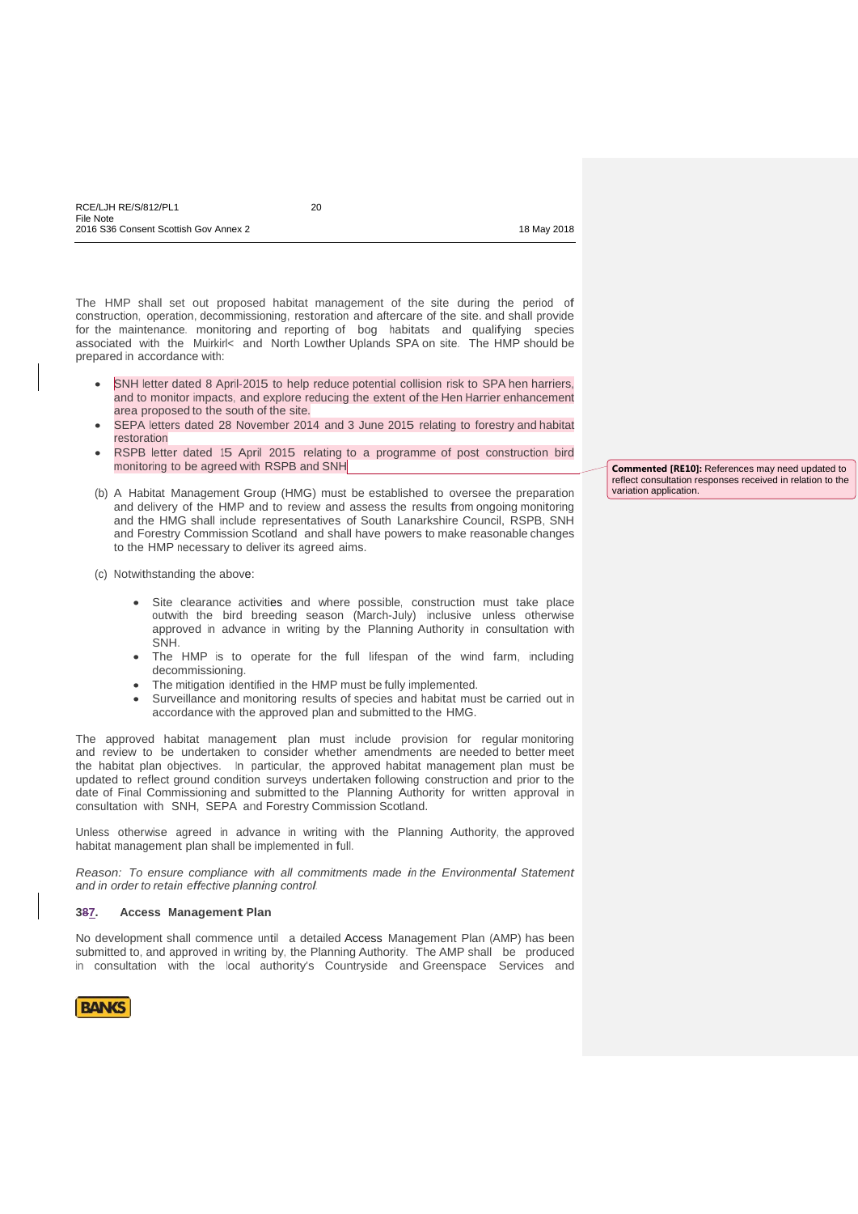The HMP shall set out proposed habitat management of the site during the period of construction, operation, decommissioning, restoration and aftercare of the site. and shall provide for the maintenance. monitoring and reporting of bog habitats and qualifying species associated with the Muirkirl< and North Lowther Uplands SPA on site. The HMP should be prepared in accordance with:

- SNH letter dated 8 April-2015 to help reduce potential collision risk to SPA hen harriers, and to monitor impacts, and explore reducing the extent of the Hen Harrier enhancement area proposed to the south of the site.
- SEPA letters dated 28 November 2014 and 3 June 2015 relating to forestry and habitat restoration
- RSPB letter dated 15 April 2015 relating to a programme of post construction bird monitoring to be agreed with RSPB and SNH

**Commented [RE10]:** References may need updated to reflect consultation responses received in relation to the variation application.

(b) A Habitat Management Group (HMG) must be established to oversee the preparation and delivery of the HMP and to review and assess the results from ongoing monitoring and the HMG shall include representatives of South Lanarkshire Council, RSPB, SNH and Forestry Commission Scotland and shall have powers to make reasonable changes to the HMP necessary to deliver its agreed aims.

(c) Notwithstanding the above:

- Site clearance activities and where possible, construction must take place outwith the bird breeding season (March-July) inclusive unless otherwise approved in advance in writing by the Planning Authority in consultation with SNH.
- The HMP is to operate for the full lifespan of the wind farm, including decommissioning.
- The mitigation identified in the HMP must be fully implemented.
- Surveillance and monitoring results of species and habitat must be carried out in accordance with the approved plan and submitted to the HMG.

The approved habitat management plan must include provision for regular monitoring and review to be undertaken to consider whether amendments are needed to better meet the habitat plan objectives. In particular, the approved habitat management plan must be updated to reflect ground condition surveys undertaken following construction and prior to the date of Final Commissioning and submitted to the Planning Authority for written approval in consultation with SNH, SEPA and Forestry Commission Scotland.

Unless otherwise agreed in advance in writing with the Planning Authority, the approved habitat management plan shall be implemented in full.

*Reason: To ensure compliance with all commitments made in the Environmental Statement and in order to retain effective planning control.*

**387. Access Management Plan**

No development shall commence until a detailed Access Management Plan (AMP) has been submitted to, and approved in writing by, the Planning Authority. The AMP shall be produced in consultation with the local authority's Countryside and Greenspace Services and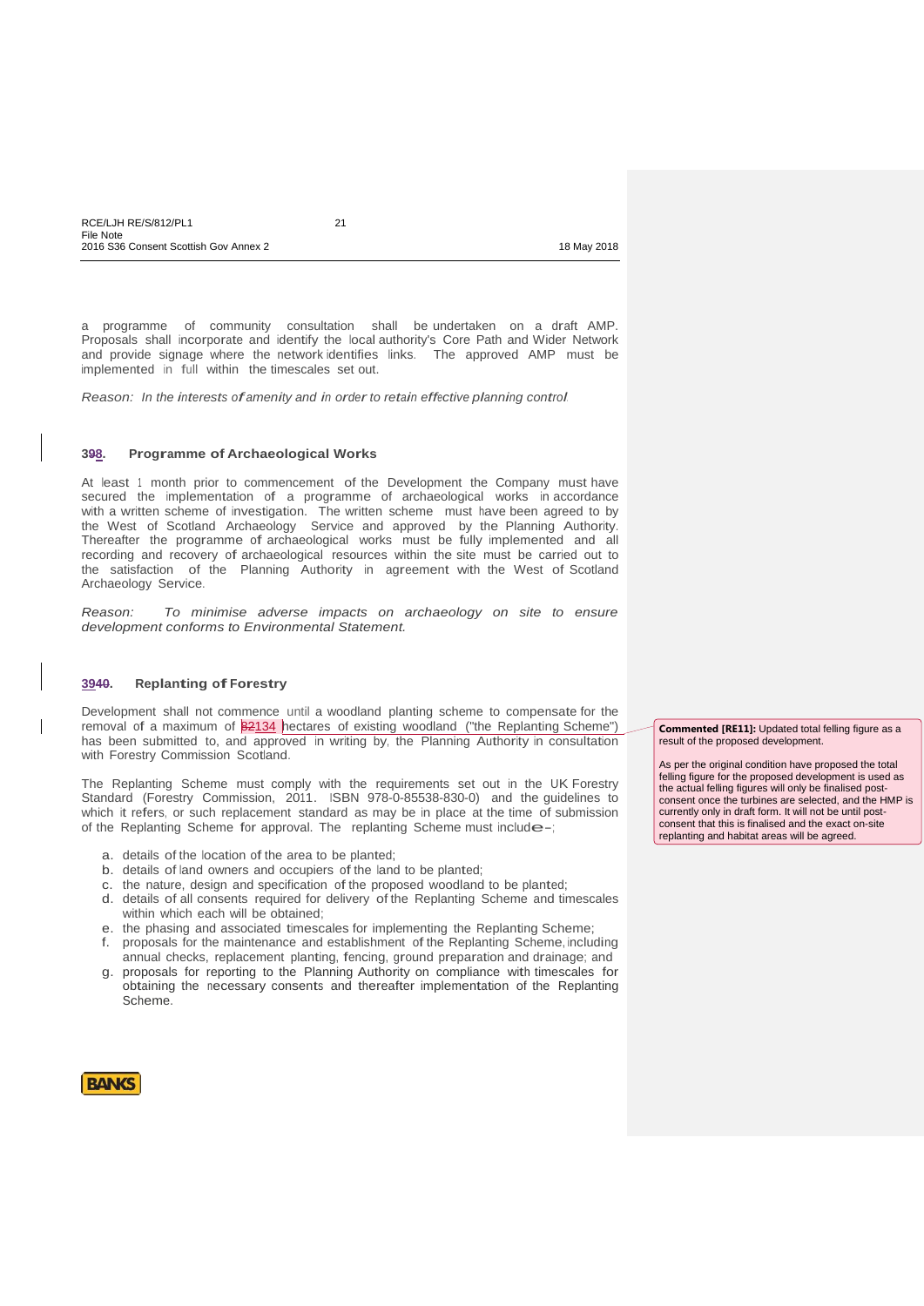a programme of community consultation shall be undertaken on a draft AMP. Proposals shall incorporate and identify the local authority's Core Path and Wider Network and provide signage where the network identifies links. The approved AMP must be implemented in full within the timescales set out.

*Reason: In the interests of amenity and in order to retain effective planning control.*

### 398. Programme of Archaeological Works

At least 1 month prior to commencement of the Development the Company must have secured the implementation of a programme of archaeological works in accordance with a written scheme of investigation. The written scheme must have been agreed to by the West of Scotland Archaeology Service and approved by the Planning Authority. Thereafter the programme of archaeological works must be fully implemented and all recording and recovery of archaeological resources within the site must be carried out to the satisfaction of the Planning Authority in agreement with the West of Scotland Archaeology Service.

*Reason: To minimise adverse impacts on archaeology on site to ensure development conforms to Environmental Statement.*

### 3940. Replanting of Forestry

Development shall not commence until a woodland planting scheme to compensate for the removal of a maximum of 82134 hectares of existing woodland ("the Replanting Scheme") has been submitted to, and approved in writing by, the Planning Authority in consultation with Forestry Commission Scotland.

The Replanting Scheme must comply with the requirements set out in the UK Forestry Standard (Forestry Commission, 2011. ISBN 978-0-85538-830-0) and the guidelines to which it refers, or such replacement standard as may be in place at the time of submission of the Replanting Scheme for approval. The replanting Scheme must include:

a. details of the location of the area to be planted;
b. details of land owners and occupiers of the land to be planted;
c. the nature, design and specification of the proposed woodland to be planted;
d. details of all consents required for delivery of the Replanting Scheme and timescales within which each will be obtained;
e. the phasing and associated timescales for implementing the Replanting Scheme;
f. proposals for the maintenance and establishment of the Replanting Scheme, including annual checks, replacement planting, fencing, ground preparation and drainage; and
g. proposals for reporting to the Planning Authority on compliance with timescales for obtaining the necessary consents and thereafter implementation of the Replanting Scheme.

**Commented [RE11]:** Updated total felling figure as a result of the proposed development.

As per the original condition have proposed the total felling figure for the proposed development is used as the actual felling figures will only be finalised post-consent once the turbines are selected, and the HMP is currently only in draft form. It will not be until post-consent that this is finalised and the exact on-site replanting and habitat areas will be agreed.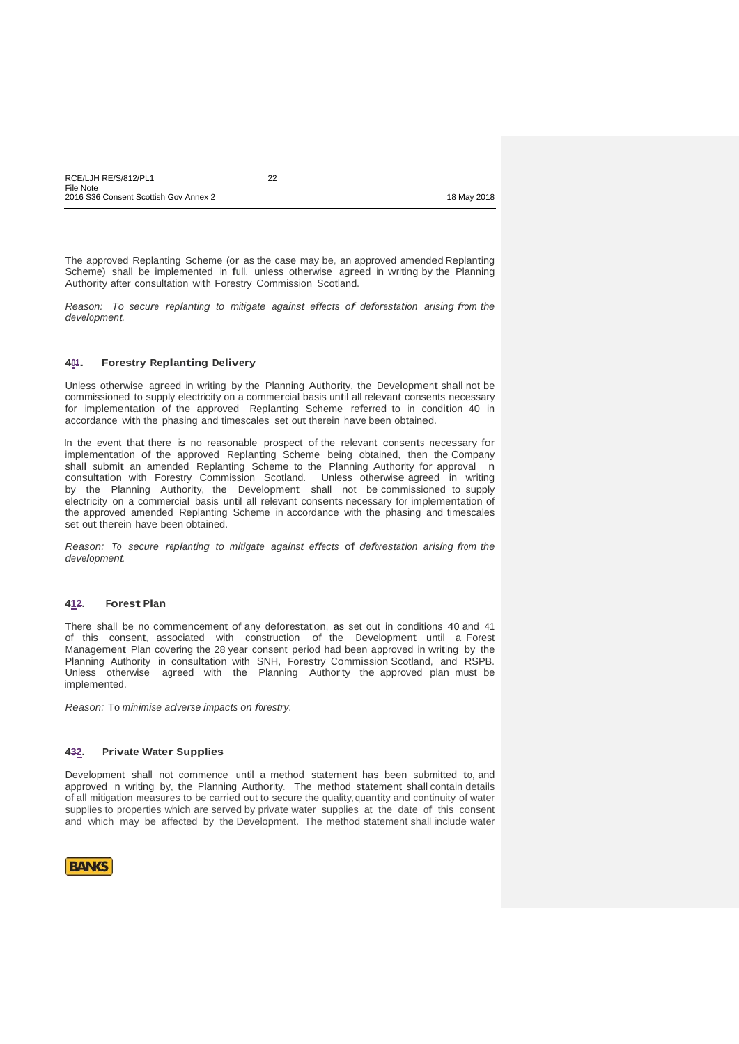The approved Replanting Scheme (or, as the case may be, an approved amended Replanting Scheme) shall be implemented in full. unless otherwise agreed in writing by the Planning Authority after consultation with Forestry Commission Scotland.

*Reason: To secure replanting to mitigate against effects of deforestation arising from the development.*

### 401. Forestry Replanting Delivery

Unless otherwise agreed in writing by the Planning Authority, the Development shall not be commissioned to supply electricity on a commercial basis until all relevant consents necessary for implementation of the approved Replanting Scheme referred to in condition 40 in accordance with the phasing and timescales set out therein have been obtained.

In the event that there is no reasonable prospect of the relevant consents necessary for implementation of the approved Replanting Scheme being obtained, then the Company shall submit an amended Replanting Scheme to the Planning Authority for approval in consultation with Forestry Commission Scotland. Unless otherwise agreed in writing by the Planning Authority, the Development shall not be commissioned to supply electricity on a commercial basis until all relevant consents necessary for implementation of the approved amended Replanting Scheme in accordance with the phasing and timescales set out therein have been obtained.

*Reason: To secure replanting to mitigate against effects of deforestation arising from the development.*

### 412. Forest Plan

There shall be no commencement of any deforestation, as set out in conditions 40 and 41 of this consent, associated with construction of the Development until a Forest Management Plan covering the 28 year consent period had been approved in writing by the Planning Authority in consultation with SNH, Forestry Commission Scotland, and RSPB. Unless otherwise agreed with the Planning Authority the approved plan must be implemented.

*Reason: To minimise adverse impacts on forestry.*

### 432. Private Water Supplies

Development shall not commence until a method statement has been submitted to, and approved in writing by, the Planning Authority. The method statement shall contain details of all mitigation measures to be carried out to secure the quality, quantity and continuity of water supplies to properties which are served by private water supplies at the date of this consent and which may be affected by the Development. The method statement shall include water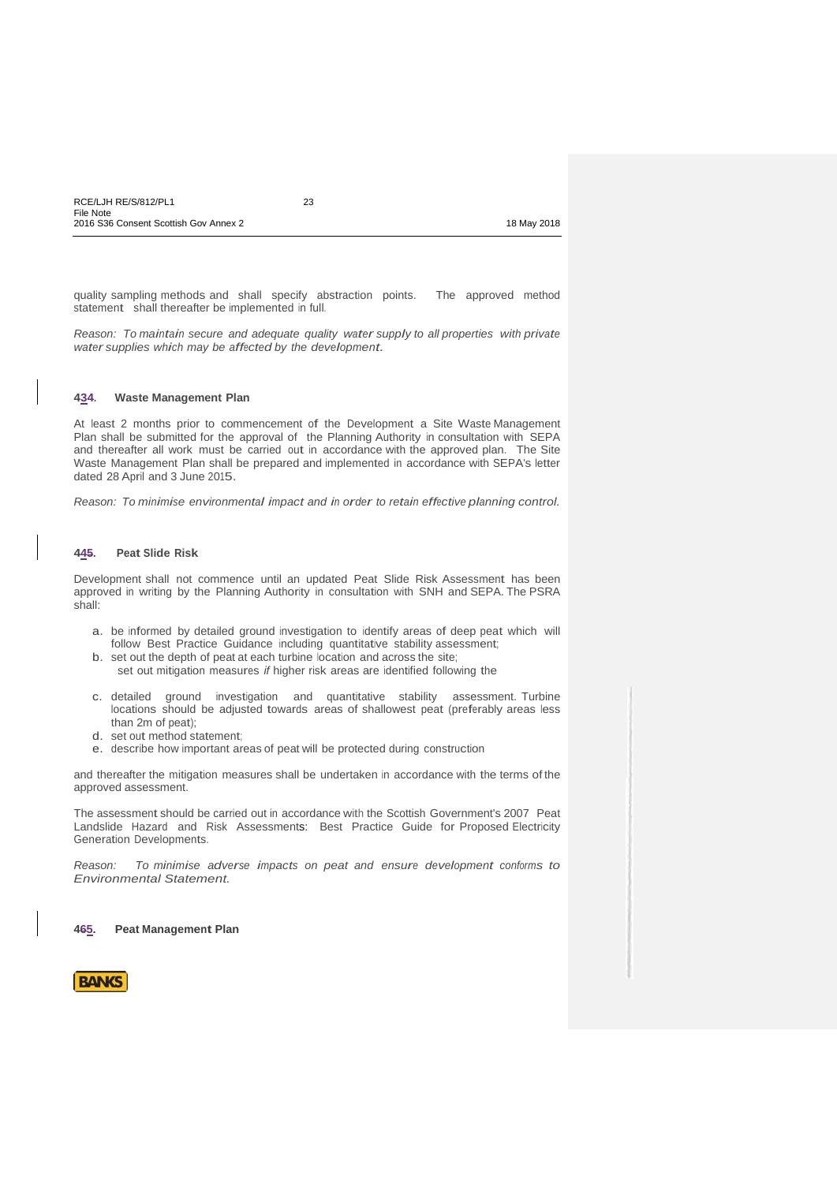quality sampling methods and shall specify abstraction points. The approved method statement shall thereafter be implemented in full.

*Reason: To maintain secure and adequate quality water supply to all properties with private water supplies which may be affected by the development.*

**434. Waste Management Plan**

At least 2 months prior to commencement of the Development a Site Waste Management Plan shall be submitted for the approval of the Planning Authority in consultation with SEPA and thereafter all work must be carried out in accordance with the approved plan. The Site Waste Management Plan shall be prepared and implemented in accordance with SEPA's letter dated 28 April and 3 June 2015.

*Reason: To minimise environmental impact and in order to retain effective planning control.*

**445. Peat Slide Risk**

Development shall not commence until an updated Peat Slide Risk Assessment has been approved in writing by the Planning Authority in consultation with SNH and SEPA. The PSRA shall:

a. be informed by detailed ground investigation to identify areas of deep peat which will follow Best Practice Guidance including quantitative stability assessment;
b. set out the depth of peat at each turbine location and across the site;
   set out mitigation measures *if* higher risk areas are identified following the
c. detailed ground investigation and quantitative stability assessment. Turbine locations should be adjusted towards areas of shallowest peat (preferably areas less than 2m of peat);
d. set out method statement;
e. describe how important areas of peat will be protected during construction

and thereafter the mitigation measures shall be undertaken in accordance with the terms of the approved assessment.

The assessment should be carried out in accordance with the Scottish Government's 2007 Peat Landslide Hazard and Risk Assessments: Best Practice Guide for Proposed Electricity Generation Developments.

*Reason: To minimise adverse impacts on peat and ensure development conforms to Environmental Statement.*

**465. Peat Management Plan**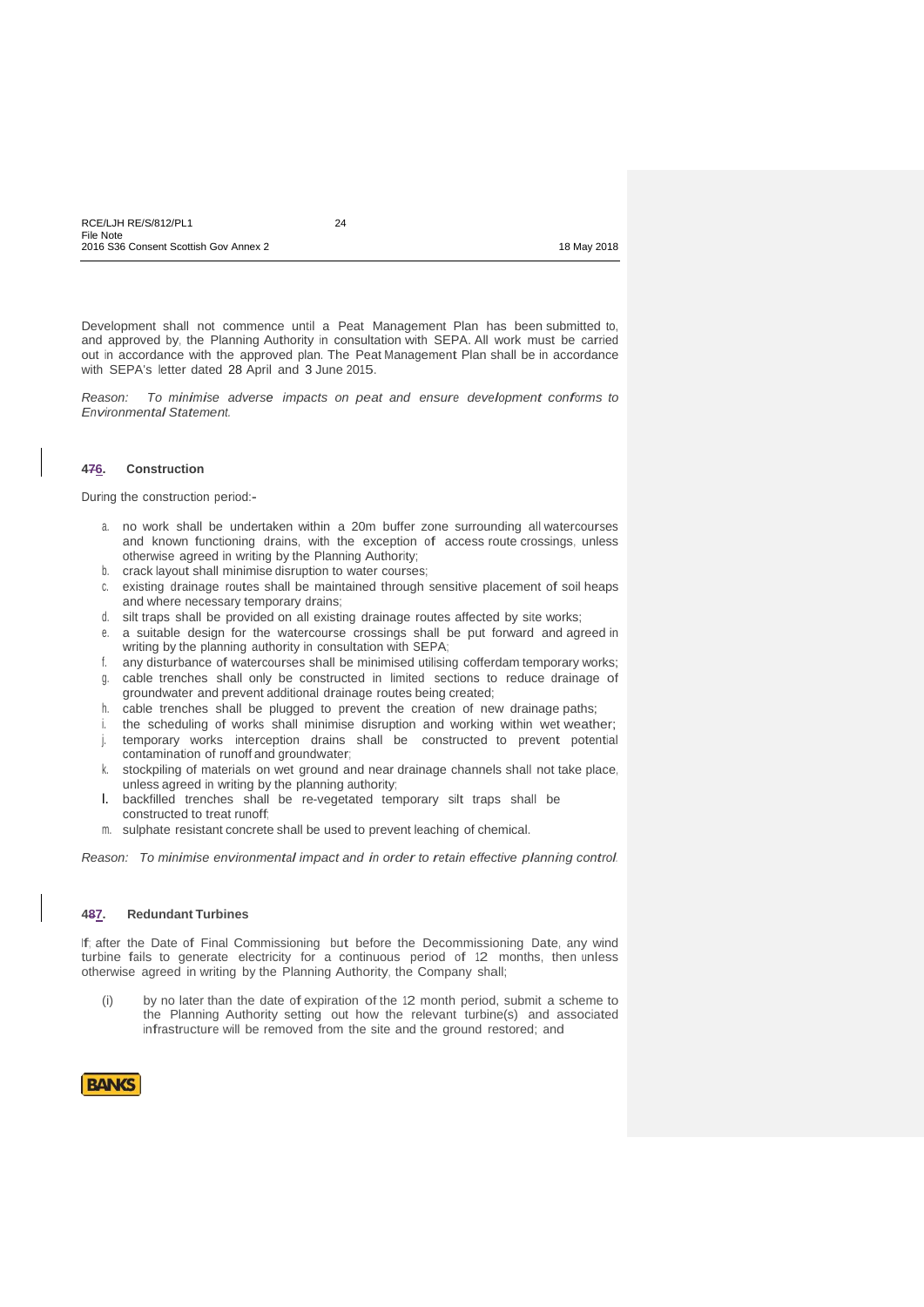Development shall not commence until a Peat Management Plan has been submitted to, and approved by, the Planning Authority in consultation with SEPA. All work must be carried out in accordance with the approved plan. The Peat Management Plan shall be in accordance with SEPA's letter dated 28 April and 3 June 2015.

*Reason: To minimise adverse impacts on peat and ensure development conforms to Environmental Statement.*

### 476. Construction

During the construction period:-

a. no work shall be undertaken within a 20m buffer zone surrounding all watercourses and known functioning drains, with the exception of access route crossings, unless otherwise agreed in writing by the Planning Authority;
b. crack layout shall minimise disruption to water courses;
c. existing drainage routes shall be maintained through sensitive placement of soil heaps and where necessary temporary drains;
d. silt traps shall be provided on all existing drainage routes affected by site works;
e. a suitable design for the watercourse crossings shall be put forward and agreed in writing by the planning authority in consultation with SEPA;
f. any disturbance of watercourses shall be minimised utilising cofferdam temporary works;
g. cable trenches shall only be constructed in limited sections to reduce drainage of groundwater and prevent additional drainage routes being created;
h. cable trenches shall be plugged to prevent the creation of new drainage paths;
i. the scheduling of works shall minimise disruption and working within wet weather;
j. temporary works interception drains shall be constructed to prevent potential contamination of runoff and groundwater;
k. stockpiling of materials on wet ground and near drainage channels shall not take place, unless agreed in writing by the planning authority;
l. backfilled trenches shall be re-vegetated temporary silt traps shall be constructed to treat runoff;
m. sulphate resistant concrete shall be used to prevent leaching of chemical.

*Reason: To minimise environmental impact and in order to retain effective planning control.*

### 487. Redundant Turbines

If; after the Date of Final Commissioning but before the Decommissioning Date, any wind turbine fails to generate electricity for a continuous period of 12 months, then unless otherwise agreed in writing by the Planning Authority, the Company shall;

(i) by no later than the date of expiration of the 12 month period, submit a scheme to the Planning Authority setting out how the relevant turbine(s) and associated infrastructure will be removed from the site and the ground restored; and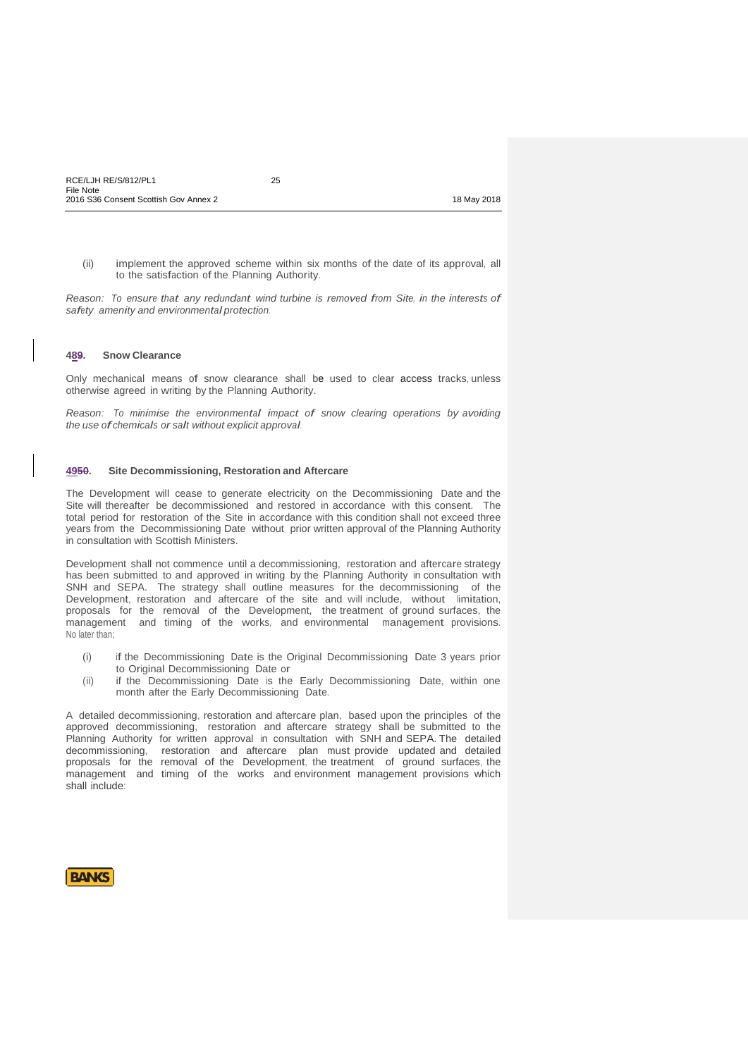(ii) implement the approved scheme within six months of the date of its approval, all to the satisfaction of the Planning Authority.

*Reason: To ensure that any redundant wind turbine is removed from Site, in the interests of safety, amenity and environmental protection.*

### 489. Snow Clearance

Only mechanical means of snow clearance shall be used to clear access tracks, unless otherwise agreed in writing by the Planning Authority.

*Reason: To minimise the environmental impact of snow clearing operations by avoiding the use of chemicals or salt without explicit approval.*

### 4950. Site Decommissioning, Restoration and Aftercare

The Development will cease to generate electricity on the Decommissioning Date and the Site will thereafter be decommissioned and restored in accordance with this consent. The total period for restoration of the Site in accordance with this condition shall not exceed three years from the Decommissioning Date without prior written approval of the Planning Authority in consultation with Scottish Ministers.

Development shall not commence until a decommissioning, restoration and aftercare strategy has been submitted to and approved in writing by the Planning Authority in consultation with SNH and SEPA. The strategy shall outline measures for the decommissioning of the Development, restoration and aftercare of the site and will include, without limitation, proposals for the removal of the Development, the treatment of ground surfaces, the management and timing of the works, and environmental management provisions. No later than;

(i) if the Decommissioning Date is the Original Decommissioning Date 3 years prior to Original Decommissioning Date or

(ii) if the Decommissioning Date is the Early Decommissioning Date, within one month after the Early Decommissioning Date.

A detailed decommissioning, restoration and aftercare plan, based upon the principles of the approved decommissioning, restoration and aftercare strategy shall be submitted to the Planning Authority for written approval in consultation with SNH and SEPA. The detailed decommissioning, restoration and aftercare plan must provide updated and detailed proposals for the removal of the Development, the treatment of ground surfaces, the management and timing of the works and environment management provisions which shall include: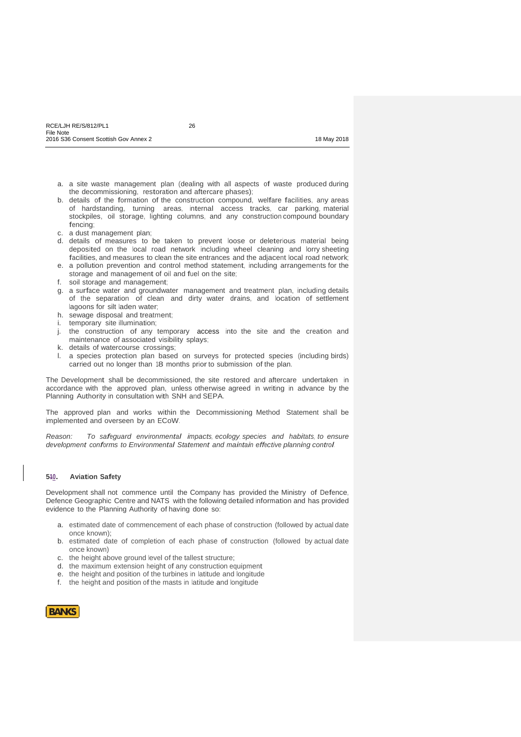a. a site waste management plan (dealing with all aspects of waste produced during the decommissioning, restoration and aftercare phases);
b. details of the formation of the construction compound, welfare facilities, any areas of hardstanding, turning areas, internal access tracks, car parking, material stockpiles, oil storage, lighting columns, and any construction compound boundary fencing;
c. a dust management plan;
d. details of measures to be taken to prevent loose or deleterious material being deposited on the local road network including wheel cleaning and lorry sheeting facilities, and measures to clean the site entrances and the adjacent local road network;
e. a pollution prevention and control method statement, including arrangements for the storage and management of oil and fuel on the site;
f. soil storage and management;
g. a surface water and groundwater management and treatment plan, including details of the separation of clean and dirty water drains, and location of settlement lagoons for silt laden water;
h. sewage disposal and treatment;
i. temporary site illumination;
j. the construction of any temporary access into the site and the creation and maintenance of associated visibility splays;
k. details of watercourse crossings;
l. a species protection plan based on surveys for protected species (including birds) carried out no longer than 18 months prior to submission of the plan.

The Development shall be decommissioned, the site restored and aftercare undertaken in accordance with the approved plan, unless otherwise agreed in writing in advance by the Planning Authority in consultation with SNH and SEPA.

The approved plan and works within the Decommissioning Method Statement shall be implemented and overseen by an ECoW.

*Reason: To safeguard environmental impacts, ecology species and habitats, to ensure development conforms to Environmental Statement and maintain effective planning control.*

### 510. Aviation Safety

Development shall not commence until the Company has provided the Ministry of Defence, Defence Geographic Centre and NATS with the following detailed information and has provided evidence to the Planning Authority of having done so:

a. estimated date of commencement of each phase of construction (followed by actual date once known);
b. estimated date of completion of each phase of construction (followed by actual date once known)
c. the height above ground level of the tallest structure;
d. the maximum extension height of any construction equipment
e. the height and position of the turbines in latitude and longitude
f. the height and position of the masts in latitude and longitude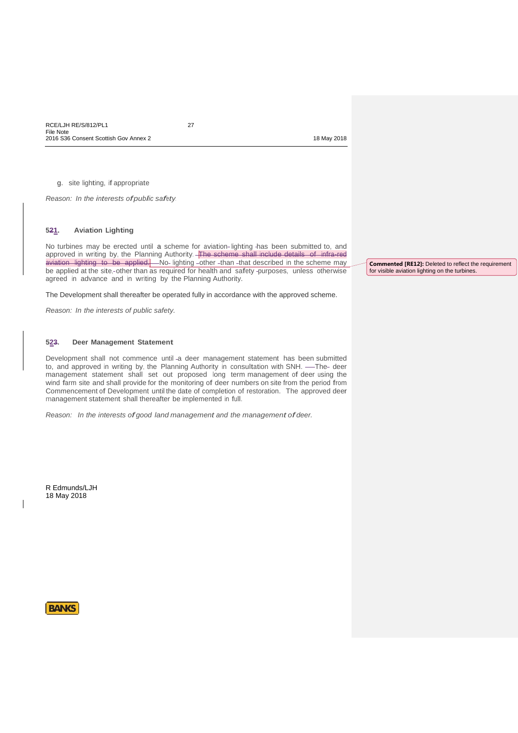g. site lighting, if appropriate

*Reason: In the interests of public safety.*

### 521. Aviation Lighting

No turbines may be erected until a scheme for aviation lighting has been submitted to, and approved in writing by, the Planning Authority. ~~The scheme shall include details of infra-red aviation lighting to be applied.~~ No lighting other than that described in the scheme may be applied at the site, other than as required for health and safety purposes, unless otherwise agreed in advance and in writing by the Planning Authority.

**Commented [RE12]:** Deleted to reflect the requirement for visible aviation lighting on the turbines.

The Development shall thereafter be operated fully in accordance with the approved scheme.

*Reason: In the interests of public safety.*

### 523. Deer Management Statement

Development shall not commence until a deer management statement has been submitted to, and approved in writing by, the Planning Authority in consultation with SNH. The deer management statement shall set out proposed long term management of deer using the wind farm site and shall provide for the monitoring of deer numbers on site from the period from Commencement of Development until the date of completion of restoration. The approved deer management statement shall thereafter be implemented in full.

*Reason: In the interests of good land management and the management of deer.*

R Edmunds/LJH
18 May 2018